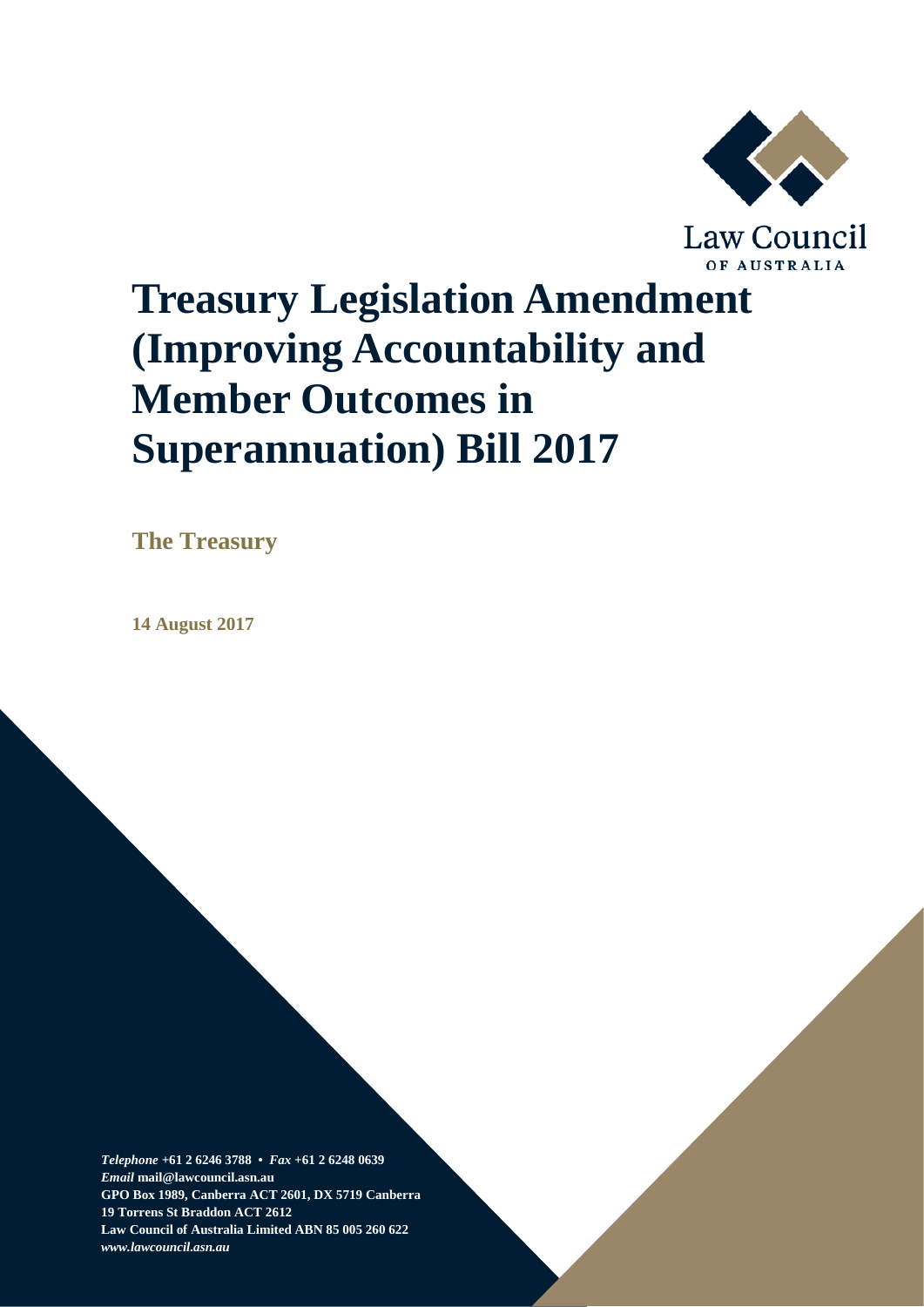Law Council OF AUSTRALIA

# Treasury Legislation Amendment (Improving Accountability and Member Outcomes in Superannuation) Bill 2017

**The Treasury**

**14 August 2017**

***Telephone*** **+61 2 6246 3788 •** ***Fax*** **+61 2 6248 0639**
***Email*** **mail@lawcouncil.asn.au**
**GPO Box 1989, Canberra ACT 2601, DX 5719 Canberra**
**19 Torrens St Braddon ACT 2612**
**Law Council of Australia Limited ABN 85 005 260 622**
***www.lawcouncil.asn.au***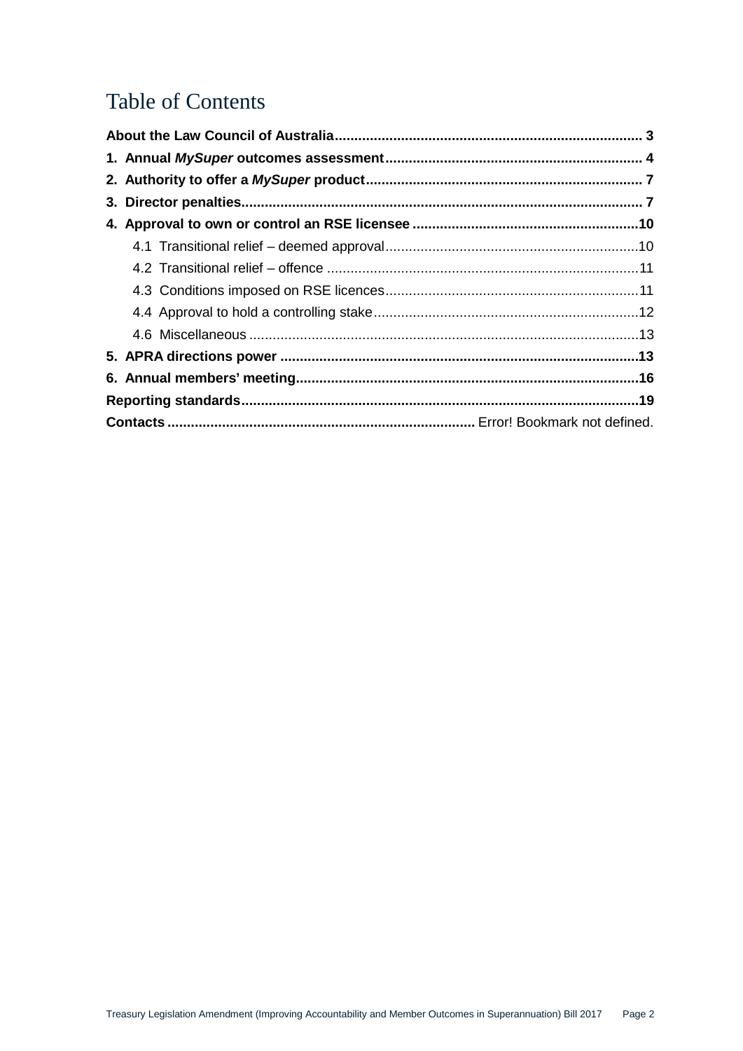# Table of Contents

**About the Law Council of Australia** .......... 3

**1. Annual *MySuper* outcomes assessment** .......... 4

**2. Authority to offer a *MySuper* product** .......... 7

**3. Director penalties** .......... 7

**4. Approval to own or control an RSE licensee** .......... 10

- 4.1 Transitional relief – deemed approval .......... 10
- 4.2 Transitional relief – offence .......... 11
- 4.3 Conditions imposed on RSE licences .......... 11
- 4.4 Approval to hold a controlling stake .......... 12
- 4.6 Miscellaneous .......... 13

**5. APRA directions power** .......... 13

**6. Annual members' meeting** .......... 16

**Reporting standards** .......... 19

**Contacts** .......... Error! Bookmark not defined.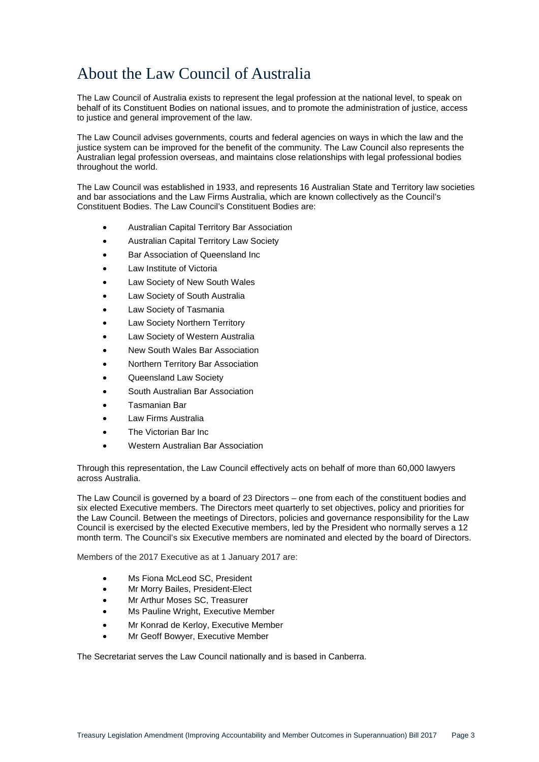# About the Law Council of Australia

The Law Council of Australia exists to represent the legal profession at the national level, to speak on behalf of its Constituent Bodies on national issues, and to promote the administration of justice, access to justice and general improvement of the law.

The Law Council advises governments, courts and federal agencies on ways in which the law and the justice system can be improved for the benefit of the community. The Law Council also represents the Australian legal profession overseas, and maintains close relationships with legal professional bodies throughout the world.

The Law Council was established in 1933, and represents 16 Australian State and Territory law societies and bar associations and the Law Firms Australia, which are known collectively as the Council's Constituent Bodies. The Law Council's Constituent Bodies are:

- Australian Capital Territory Bar Association
- Australian Capital Territory Law Society
- Bar Association of Queensland Inc
- Law Institute of Victoria
- Law Society of New South Wales
- Law Society of South Australia
- Law Society of Tasmania
- Law Society Northern Territory
- Law Society of Western Australia
- New South Wales Bar Association
- Northern Territory Bar Association
- Queensland Law Society
- South Australian Bar Association
- Tasmanian Bar
- Law Firms Australia
- The Victorian Bar Inc
- Western Australian Bar Association

Through this representation, the Law Council effectively acts on behalf of more than 60,000 lawyers across Australia.

The Law Council is governed by a board of 23 Directors – one from each of the constituent bodies and six elected Executive members. The Directors meet quarterly to set objectives, policy and priorities for the Law Council. Between the meetings of Directors, policies and governance responsibility for the Law Council is exercised by the elected Executive members, led by the President who normally serves a 12 month term. The Council's six Executive members are nominated and elected by the board of Directors.

Members of the 2017 Executive as at 1 January 2017 are:

- Ms Fiona McLeod SC, President
- Mr Morry Bailes, President-Elect
- Mr Arthur Moses SC, Treasurer
- Ms Pauline Wright, Executive Member
- Mr Konrad de Kerloy, Executive Member
- Mr Geoff Bowyer, Executive Member

The Secretariat serves the Law Council nationally and is based in Canberra.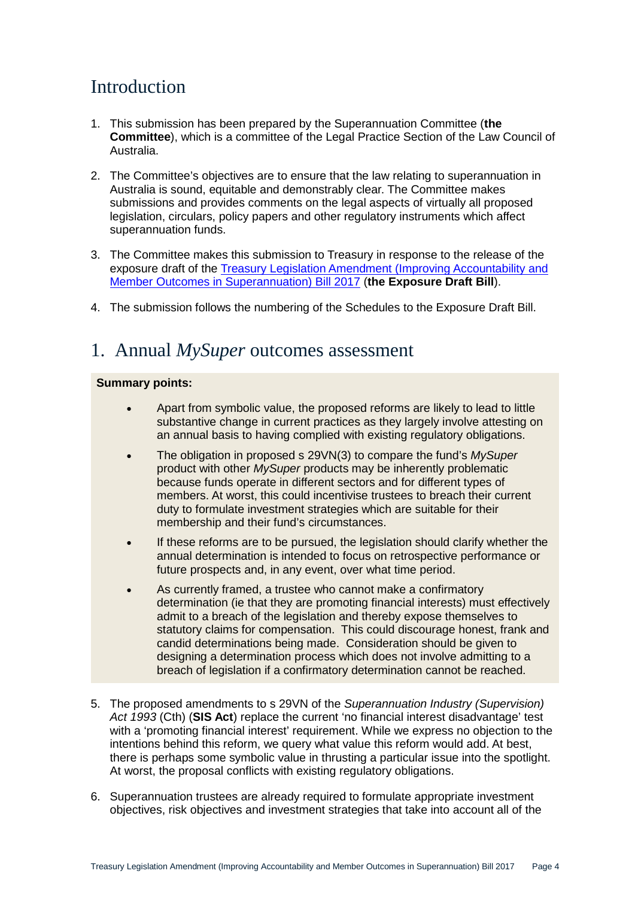# Introduction

1. This submission has been prepared by the Superannuation Committee (**the Committee**), which is a committee of the Legal Practice Section of the Law Council of Australia.

2. The Committee's objectives are to ensure that the law relating to superannuation in Australia is sound, equitable and demonstrably clear. The Committee makes submissions and provides comments on the legal aspects of virtually all proposed legislation, circulars, policy papers and other regulatory instruments which affect superannuation funds.

3. The Committee makes this submission to Treasury in response to the release of the exposure draft of the Treasury Legislation Amendment (Improving Accountability and Member Outcomes in Superannuation) Bill 2017 (**the Exposure Draft Bill**).

4. The submission follows the numbering of the Schedules to the Exposure Draft Bill.

# 1. Annual *MySuper* outcomes assessment

**Summary points:**

- Apart from symbolic value, the proposed reforms are likely to lead to little substantive change in current practices as they largely involve attesting on an annual basis to having complied with existing regulatory obligations.
- The obligation in proposed s 29VN(3) to compare the fund's *MySuper* product with other *MySuper* products may be inherently problematic because funds operate in different sectors and for different types of members. At worst, this could incentivise trustees to breach their current duty to formulate investment strategies which are suitable for their membership and their fund's circumstances.
- If these reforms are to be pursued, the legislation should clarify whether the annual determination is intended to focus on retrospective performance or future prospects and, in any event, over what time period.
- As currently framed, a trustee who cannot make a confirmatory determination (ie that they are promoting financial interests) must effectively admit to a breach of the legislation and thereby expose themselves to statutory claims for compensation. This could discourage honest, frank and candid determinations being made. Consideration should be given to designing a determination process which does not involve admitting to a breach of legislation if a confirmatory determination cannot be reached.

5. The proposed amendments to s 29VN of the *Superannuation Industry (Supervision) Act 1993* (Cth) (**SIS Act**) replace the current 'no financial interest disadvantage' test with a 'promoting financial interest' requirement. While we express no objection to the intentions behind this reform, we query what value this reform would add. At best, there is perhaps some symbolic value in thrusting a particular issue into the spotlight. At worst, the proposal conflicts with existing regulatory obligations.

6. Superannuation trustees are already required to formulate appropriate investment objectives, risk objectives and investment strategies that take into account all of the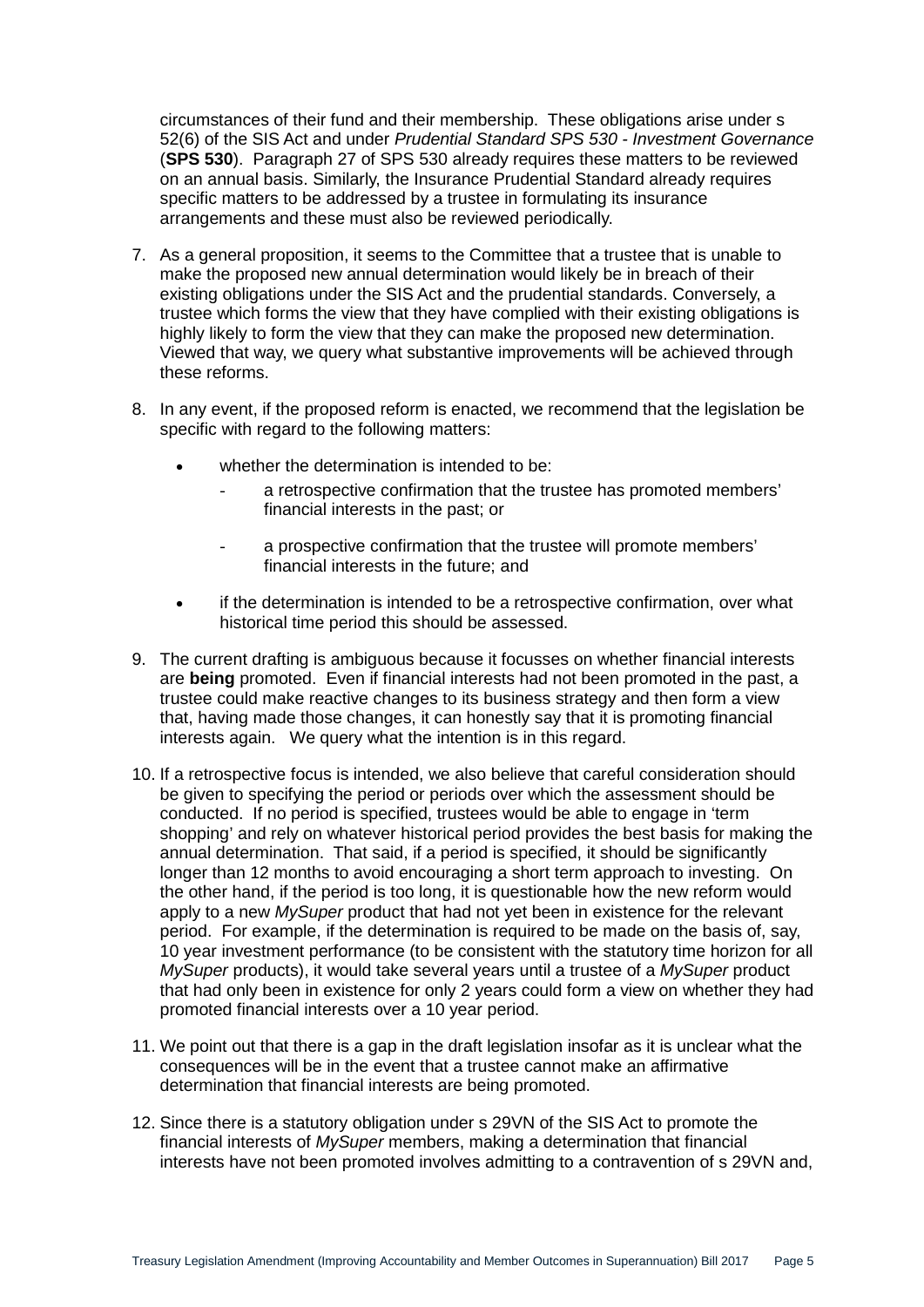circumstances of their fund and their membership. These obligations arise under s 52(6) of the SIS Act and under *Prudential Standard SPS 530 - Investment Governance* (**SPS 530**). Paragraph 27 of SPS 530 already requires these matters to be reviewed on an annual basis. Similarly, the Insurance Prudential Standard already requires specific matters to be addressed by a trustee in formulating its insurance arrangements and these must also be reviewed periodically.

7. As a general proposition, it seems to the Committee that a trustee that is unable to make the proposed new annual determination would likely be in breach of their existing obligations under the SIS Act and the prudential standards. Conversely, a trustee which forms the view that they have complied with their existing obligations is highly likely to form the view that they can make the proposed new determination. Viewed that way, we query what substantive improvements will be achieved through these reforms.

8. In any event, if the proposed reform is enacted, we recommend that the legislation be specific with regard to the following matters:

   - whether the determination is intended to be:
     - a retrospective confirmation that the trustee has promoted members' financial interests in the past; or
     - a prospective confirmation that the trustee will promote members' financial interests in the future; and
   - if the determination is intended to be a retrospective confirmation, over what historical time period this should be assessed.

9. The current drafting is ambiguous because it focusses on whether financial interests are **being** promoted. Even if financial interests had not been promoted in the past, a trustee could make reactive changes to its business strategy and then form a view that, having made those changes, it can honestly say that it is promoting financial interests again. We query what the intention is in this regard.

10. If a retrospective focus is intended, we also believe that careful consideration should be given to specifying the period or periods over which the assessment should be conducted. If no period is specified, trustees would be able to engage in 'term shopping' and rely on whatever historical period provides the best basis for making the annual determination. That said, if a period is specified, it should be significantly longer than 12 months to avoid encouraging a short term approach to investing. On the other hand, if the period is too long, it is questionable how the new reform would apply to a new *MySuper* product that had not yet been in existence for the relevant period. For example, if the determination is required to be made on the basis of, say, 10 year investment performance (to be consistent with the statutory time horizon for all *MySuper* products), it would take several years until a trustee of a *MySuper* product that had only been in existence for only 2 years could form a view on whether they had promoted financial interests over a 10 year period.

11. We point out that there is a gap in the draft legislation insofar as it is unclear what the consequences will be in the event that a trustee cannot make an affirmative determination that financial interests are being promoted.

12. Since there is a statutory obligation under s 29VN of the SIS Act to promote the financial interests of *MySuper* members, making a determination that financial interests have not been promoted involves admitting to a contravention of s 29VN and,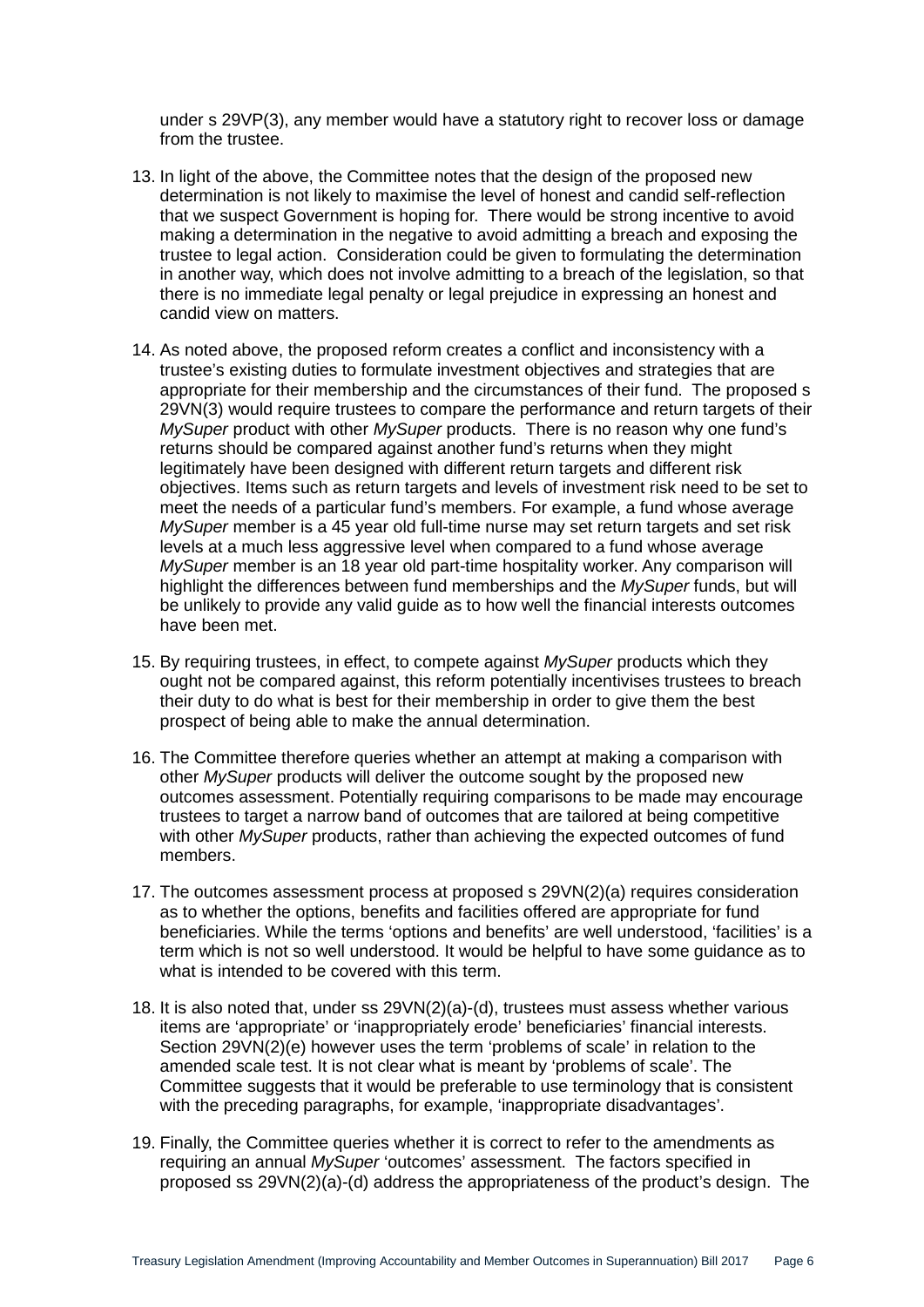under s 29VP(3), any member would have a statutory right to recover loss or damage from the trustee.

13. In light of the above, the Committee notes that the design of the proposed new determination is not likely to maximise the level of honest and candid self-reflection that we suspect Government is hoping for. There would be strong incentive to avoid making a determination in the negative to avoid admitting a breach and exposing the trustee to legal action. Consideration could be given to formulating the determination in another way, which does not involve admitting to a breach of the legislation, so that there is no immediate legal penalty or legal prejudice in expressing an honest and candid view on matters.

14. As noted above, the proposed reform creates a conflict and inconsistency with a trustee's existing duties to formulate investment objectives and strategies that are appropriate for their membership and the circumstances of their fund. The proposed s 29VN(3) would require trustees to compare the performance and return targets of their *MySuper* product with other *MySuper* products. There is no reason why one fund's returns should be compared against another fund's returns when they might legitimately have been designed with different return targets and different risk objectives. Items such as return targets and levels of investment risk need to be set to meet the needs of a particular fund's members. For example, a fund whose average *MySuper* member is a 45 year old full-time nurse may set return targets and set risk levels at a much less aggressive level when compared to a fund whose average *MySuper* member is an 18 year old part-time hospitality worker. Any comparison will highlight the differences between fund memberships and the *MySuper* funds, but will be unlikely to provide any valid guide as to how well the financial interests outcomes have been met.

15. By requiring trustees, in effect, to compete against *MySuper* products which they ought not be compared against, this reform potentially incentivises trustees to breach their duty to do what is best for their membership in order to give them the best prospect of being able to make the annual determination.

16. The Committee therefore queries whether an attempt at making a comparison with other *MySuper* products will deliver the outcome sought by the proposed new outcomes assessment. Potentially requiring comparisons to be made may encourage trustees to target a narrow band of outcomes that are tailored at being competitive with other *MySuper* products, rather than achieving the expected outcomes of fund members.

17. The outcomes assessment process at proposed s 29VN(2)(a) requires consideration as to whether the options, benefits and facilities offered are appropriate for fund beneficiaries. While the terms 'options and benefits' are well understood, 'facilities' is a term which is not so well understood. It would be helpful to have some guidance as to what is intended to be covered with this term.

18. It is also noted that, under ss 29VN(2)(a)-(d), trustees must assess whether various items are 'appropriate' or 'inappropriately erode' beneficiaries' financial interests. Section 29VN(2)(e) however uses the term 'problems of scale' in relation to the amended scale test. It is not clear what is meant by 'problems of scale'. The Committee suggests that it would be preferable to use terminology that is consistent with the preceding paragraphs, for example, 'inappropriate disadvantages'.

19. Finally, the Committee queries whether it is correct to refer to the amendments as requiring an annual *MySuper* 'outcomes' assessment. The factors specified in proposed ss 29VN(2)(a)-(d) address the appropriateness of the product's design. The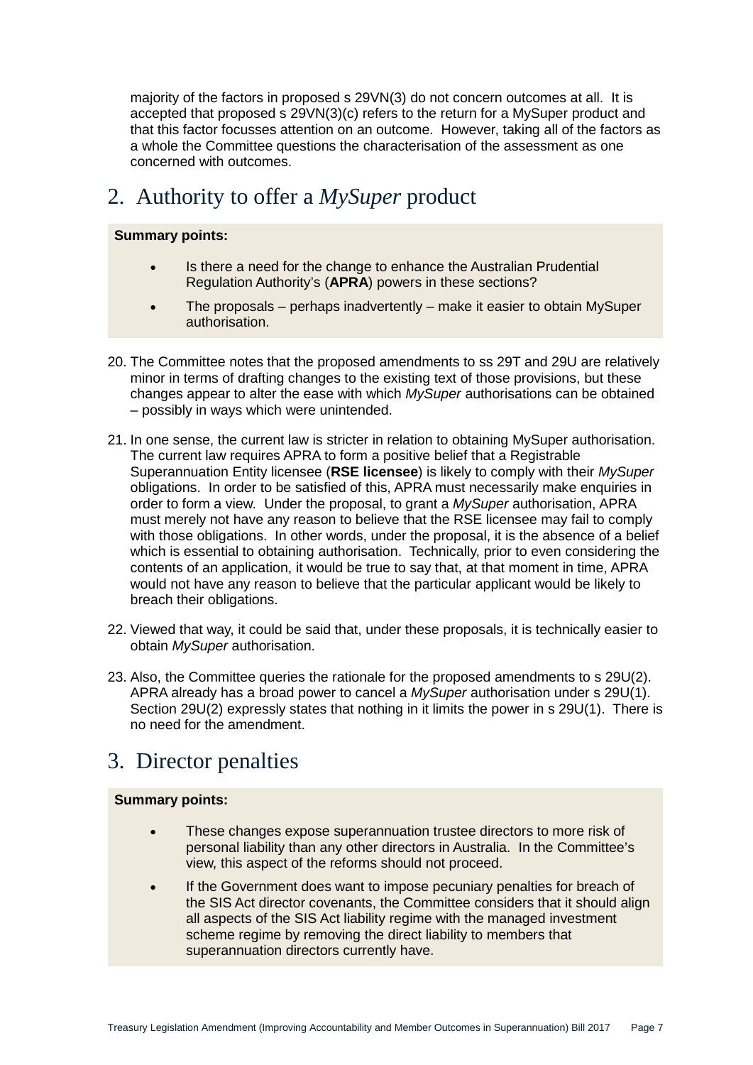majority of the factors in proposed s 29VN(3) do not concern outcomes at all. It is accepted that proposed s 29VN(3)(c) refers to the return for a MySuper product and that this factor focusses attention on an outcome. However, taking all of the factors as a whole the Committee questions the characterisation of the assessment as one concerned with outcomes.

## 2. Authority to offer a *MySuper* product

**Summary points:**

- Is there a need for the change to enhance the Australian Prudential Regulation Authority's (**APRA**) powers in these sections?
- The proposals – perhaps inadvertently – make it easier to obtain MySuper authorisation.

20. The Committee notes that the proposed amendments to ss 29T and 29U are relatively minor in terms of drafting changes to the existing text of those provisions, but these changes appear to alter the ease with which *MySuper* authorisations can be obtained – possibly in ways which were unintended.

21. In one sense, the current law is stricter in relation to obtaining MySuper authorisation. The current law requires APRA to form a positive belief that a Registrable Superannuation Entity licensee (**RSE licensee**) is likely to comply with their *MySuper* obligations. In order to be satisfied of this, APRA must necessarily make enquiries in order to form a view. Under the proposal, to grant a *MySuper* authorisation, APRA must merely not have any reason to believe that the RSE licensee may fail to comply with those obligations. In other words, under the proposal, it is the absence of a belief which is essential to obtaining authorisation. Technically, prior to even considering the contents of an application, it would be true to say that, at that moment in time, APRA would not have any reason to believe that the particular applicant would be likely to breach their obligations.

22. Viewed that way, it could be said that, under these proposals, it is technically easier to obtain *MySuper* authorisation.

23. Also, the Committee queries the rationale for the proposed amendments to s 29U(2). APRA already has a broad power to cancel a *MySuper* authorisation under s 29U(1). Section 29U(2) expressly states that nothing in it limits the power in s 29U(1). There is no need for the amendment.

## 3. Director penalties

**Summary points:**

- These changes expose superannuation trustee directors to more risk of personal liability than any other directors in Australia. In the Committee's view, this aspect of the reforms should not proceed.
- If the Government does want to impose pecuniary penalties for breach of the SIS Act director covenants, the Committee considers that it should align all aspects of the SIS Act liability regime with the managed investment scheme regime by removing the direct liability to members that superannuation directors currently have.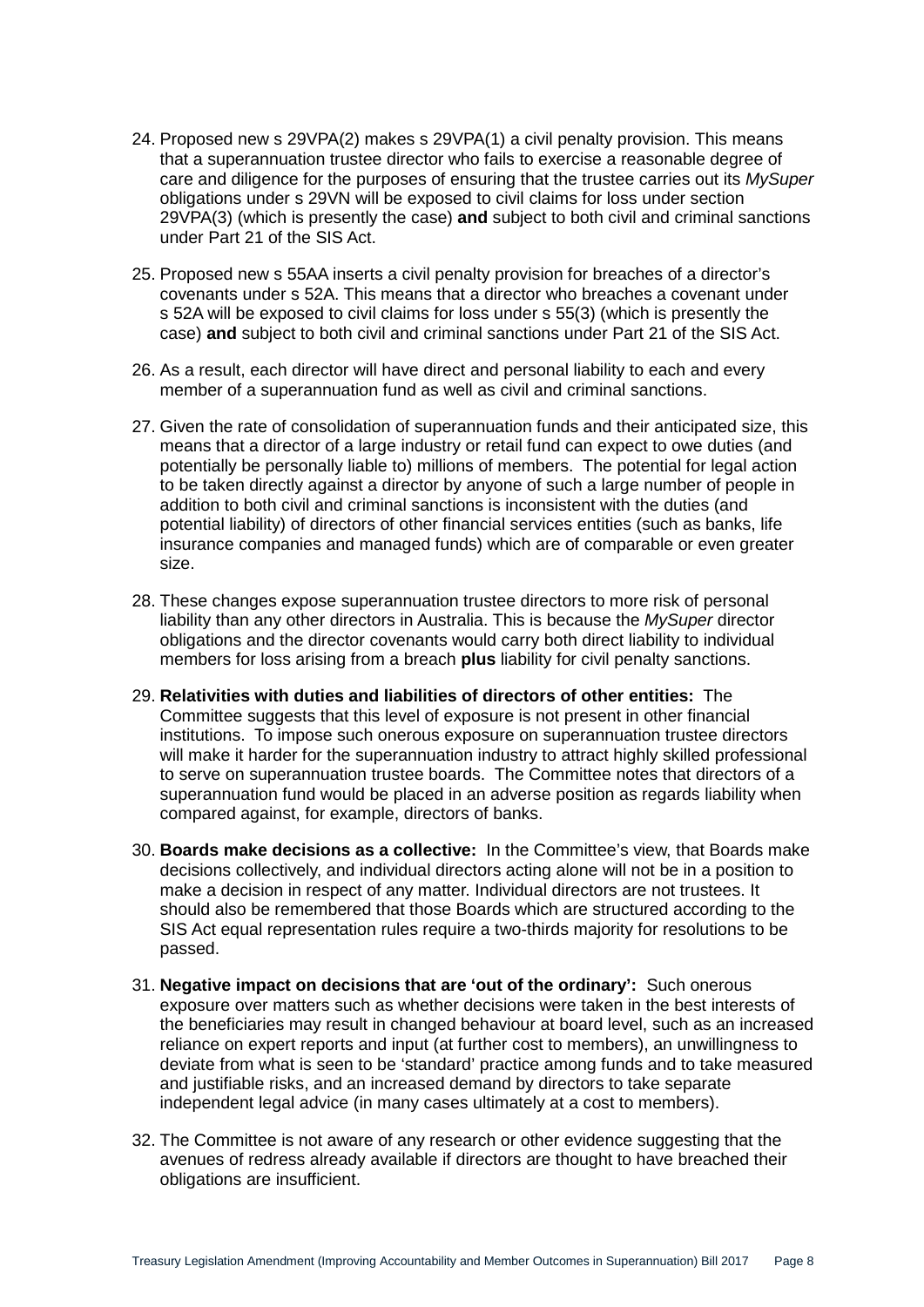24. Proposed new s 29VPA(2) makes s 29VPA(1) a civil penalty provision. This means that a superannuation trustee director who fails to exercise a reasonable degree of care and diligence for the purposes of ensuring that the trustee carries out its *MySuper* obligations under s 29VN will be exposed to civil claims for loss under section 29VPA(3) (which is presently the case) **and** subject to both civil and criminal sanctions under Part 21 of the SIS Act.

25. Proposed new s 55AA inserts a civil penalty provision for breaches of a director's covenants under s 52A. This means that a director who breaches a covenant under s 52A will be exposed to civil claims for loss under s 55(3) (which is presently the case) **and** subject to both civil and criminal sanctions under Part 21 of the SIS Act.

26. As a result, each director will have direct and personal liability to each and every member of a superannuation fund as well as civil and criminal sanctions.

27. Given the rate of consolidation of superannuation funds and their anticipated size, this means that a director of a large industry or retail fund can expect to owe duties (and potentially be personally liable to) millions of members. The potential for legal action to be taken directly against a director by anyone of such a large number of people in addition to both civil and criminal sanctions is inconsistent with the duties (and potential liability) of directors of other financial services entities (such as banks, life insurance companies and managed funds) which are of comparable or even greater size.

28. These changes expose superannuation trustee directors to more risk of personal liability than any other directors in Australia. This is because the *MySuper* director obligations and the director covenants would carry both direct liability to individual members for loss arising from a breach **plus** liability for civil penalty sanctions.

29. **Relativities with duties and liabilities of directors of other entities:** The Committee suggests that this level of exposure is not present in other financial institutions. To impose such onerous exposure on superannuation trustee directors will make it harder for the superannuation industry to attract highly skilled professional to serve on superannuation trustee boards. The Committee notes that directors of a superannuation fund would be placed in an adverse position as regards liability when compared against, for example, directors of banks.

30. **Boards make decisions as a collective:** In the Committee's view, that Boards make decisions collectively, and individual directors acting alone will not be in a position to make a decision in respect of any matter. Individual directors are not trustees. It should also be remembered that those Boards which are structured according to the SIS Act equal representation rules require a two-thirds majority for resolutions to be passed.

31. **Negative impact on decisions that are 'out of the ordinary':** Such onerous exposure over matters such as whether decisions were taken in the best interests of the beneficiaries may result in changed behaviour at board level, such as an increased reliance on expert reports and input (at further cost to members), an unwillingness to deviate from what is seen to be 'standard' practice among funds and to take measured and justifiable risks, and an increased demand by directors to take separate independent legal advice (in many cases ultimately at a cost to members).

32. The Committee is not aware of any research or other evidence suggesting that the avenues of redress already available if directors are thought to have breached their obligations are insufficient.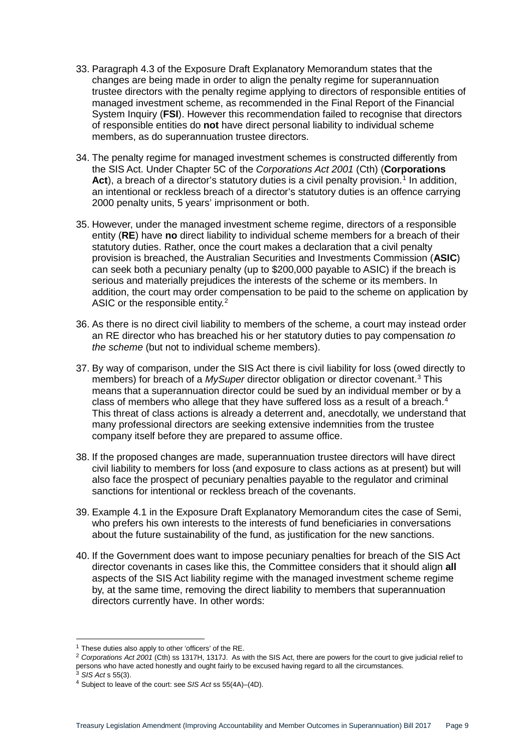33. Paragraph 4.3 of the Exposure Draft Explanatory Memorandum states that the changes are being made in order to align the penalty regime for superannuation trustee directors with the penalty regime applying to directors of responsible entities of managed investment scheme, as recommended in the Final Report of the Financial System Inquiry (**FSI**). However this recommendation failed to recognise that directors of responsible entities do **not** have direct personal liability to individual scheme members, as do superannuation trustee directors.

34. The penalty regime for managed investment schemes is constructed differently from the SIS Act. Under Chapter 5C of the *Corporations Act 2001* (Cth) (**Corporations Act**), a breach of a director's statutory duties is a civil penalty provision.[1] In addition, an intentional or reckless breach of a director's statutory duties is an offence carrying 2000 penalty units, 5 years' imprisonment or both.

35. However, under the managed investment scheme regime, directors of a responsible entity (**RE**) have **no** direct liability to individual scheme members for a breach of their statutory duties. Rather, once the court makes a declaration that a civil penalty provision is breached, the Australian Securities and Investments Commission (**ASIC**) can seek both a pecuniary penalty (up to $200,000 payable to ASIC) if the breach is serious and materially prejudices the interests of the scheme or its members. In addition, the court may order compensation to be paid to the scheme on application by ASIC or the responsible entity.[2]

36. As there is no direct civil liability to members of the scheme, a court may instead order an RE director who has breached his or her statutory duties to pay compensation *to the scheme* (but not to individual scheme members).

37. By way of comparison, under the SIS Act there is civil liability for loss (owed directly to members) for breach of a *MySuper* director obligation or director covenant.[3] This means that a superannuation director could be sued by an individual member or by a class of members who allege that they have suffered loss as a result of a breach.[4] This threat of class actions is already a deterrent and, anecdotally, we understand that many professional directors are seeking extensive indemnities from the trustee company itself before they are prepared to assume office.

38. If the proposed changes are made, superannuation trustee directors will have direct civil liability to members for loss (and exposure to class actions as at present) but will also face the prospect of pecuniary penalties payable to the regulator and criminal sanctions for intentional or reckless breach of the covenants.

39. Example 4.1 in the Exposure Draft Explanatory Memorandum cites the case of Semi, who prefers his own interests to the interests of fund beneficiaries in conversations about the future sustainability of the fund, as justification for the new sanctions.

40. If the Government does want to impose pecuniary penalties for breach of the SIS Act director covenants in cases like this, the Committee considers that it should align **all** aspects of the SIS Act liability regime with the managed investment scheme regime by, at the same time, removing the direct liability to members that superannuation directors currently have. In other words:

---

[1] These duties also apply to other 'officers' of the RE.

[2] *Corporations Act 2001* (Cth) ss 1317H, 1317J. As with the SIS Act, there are powers for the court to give judicial relief to persons who have acted honestly and ought fairly to be excused having regard to all the circumstances.

[3] *SIS Act* s 55(3).

[4] Subject to leave of the court: see *SIS Act* ss 55(4A)–(4D).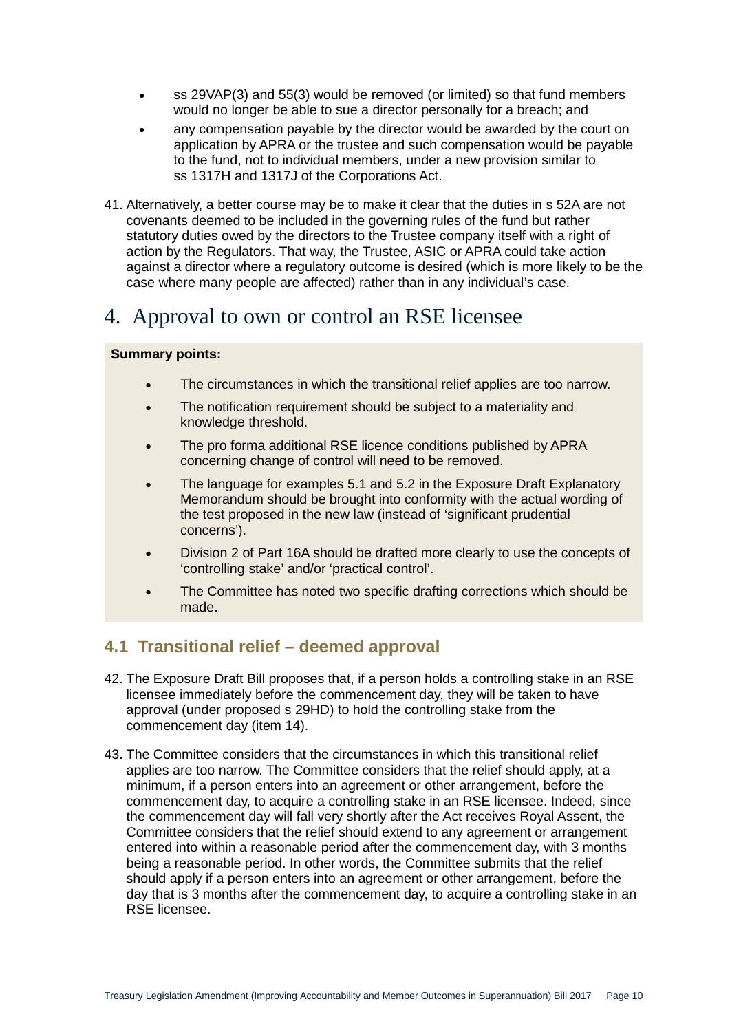- ss 29VAP(3) and 55(3) would be removed (or limited) so that fund members would no longer be able to sue a director personally for a breach; and
- any compensation payable by the director would be awarded by the court on application by APRA or the trustee and such compensation would be payable to the fund, not to individual members, under a new provision similar to ss 1317H and 1317J of the Corporations Act.

41. Alternatively, a better course may be to make it clear that the duties in s 52A are not covenants deemed to be included in the governing rules of the fund but rather statutory duties owed by the directors to the Trustee company itself with a right of action by the Regulators. That way, the Trustee, ASIC or APRA could take action against a director where a regulatory outcome is desired (which is more likely to be the case where many people are affected) rather than in any individual's case.

# 4. Approval to own or control an RSE licensee

**Summary points:**

- The circumstances in which the transitional relief applies are too narrow.
- The notification requirement should be subject to a materiality and knowledge threshold.
- The pro forma additional RSE licence conditions published by APRA concerning change of control will need to be removed.
- The language for examples 5.1 and 5.2 in the Exposure Draft Explanatory Memorandum should be brought into conformity with the actual wording of the test proposed in the new law (instead of 'significant prudential concerns').
- Division 2 of Part 16A should be drafted more clearly to use the concepts of 'controlling stake' and/or 'practical control'.
- The Committee has noted two specific drafting corrections which should be made.

## 4.1 Transitional relief – deemed approval

42. The Exposure Draft Bill proposes that, if a person holds a controlling stake in an RSE licensee immediately before the commencement day, they will be taken to have approval (under proposed s 29HD) to hold the controlling stake from the commencement day (item 14).

43. The Committee considers that the circumstances in which this transitional relief applies are too narrow. The Committee considers that the relief should apply, at a minimum, if a person enters into an agreement or other arrangement, before the commencement day, to acquire a controlling stake in an RSE licensee. Indeed, since the commencement day will fall very shortly after the Act receives Royal Assent, the Committee considers that the relief should extend to any agreement or arrangement entered into within a reasonable period after the commencement day, with 3 months being a reasonable period. In other words, the Committee submits that the relief should apply if a person enters into an agreement or other arrangement, before the day that is 3 months after the commencement day, to acquire a controlling stake in an RSE licensee.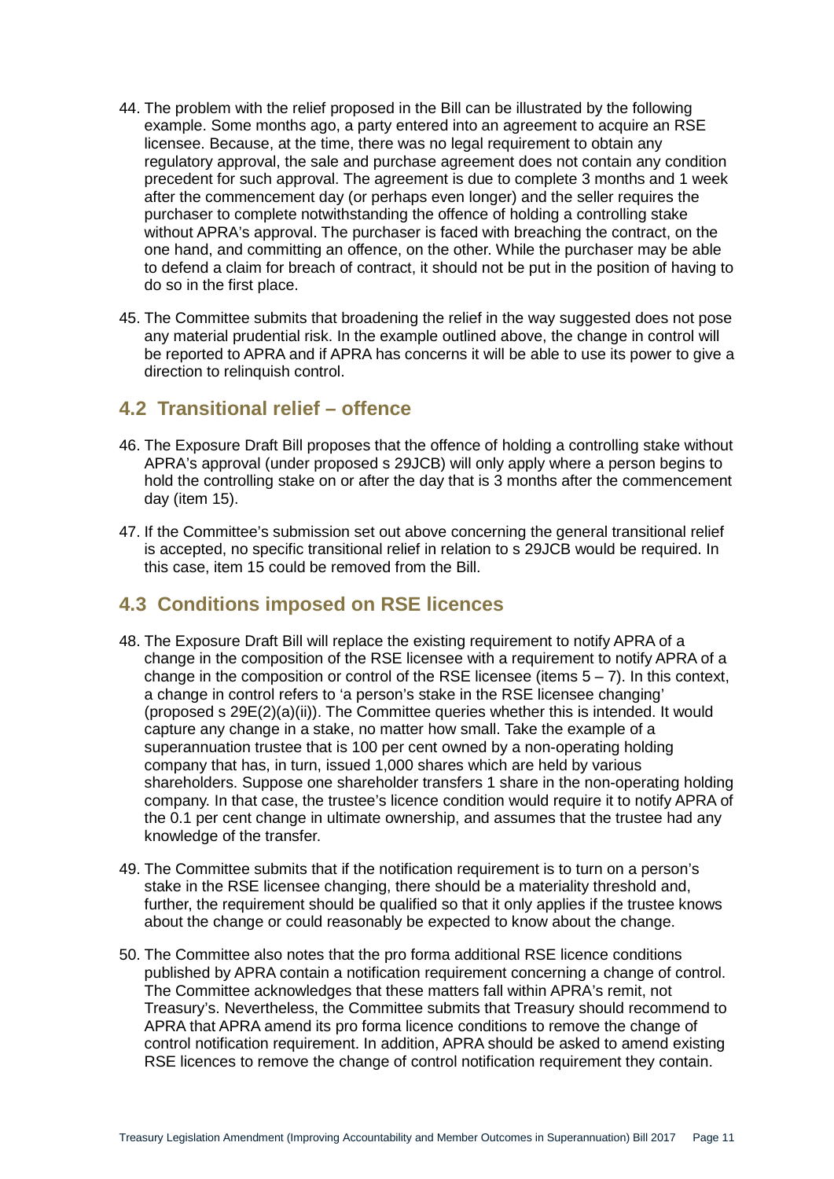44. The problem with the relief proposed in the Bill can be illustrated by the following example. Some months ago, a party entered into an agreement to acquire an RSE licensee. Because, at the time, there was no legal requirement to obtain any regulatory approval, the sale and purchase agreement does not contain any condition precedent for such approval. The agreement is due to complete 3 months and 1 week after the commencement day (or perhaps even longer) and the seller requires the purchaser to complete notwithstanding the offence of holding a controlling stake without APRA's approval. The purchaser is faced with breaching the contract, on the one hand, and committing an offence, on the other. While the purchaser may be able to defend a claim for breach of contract, it should not be put in the position of having to do so in the first place.

45. The Committee submits that broadening the relief in the way suggested does not pose any material prudential risk. In the example outlined above, the change in control will be reported to APRA and if APRA has concerns it will be able to use its power to give a direction to relinquish control.

## 4.2 Transitional relief – offence

46. The Exposure Draft Bill proposes that the offence of holding a controlling stake without APRA's approval (under proposed s 29JCB) will only apply where a person begins to hold the controlling stake on or after the day that is 3 months after the commencement day (item 15).

47. If the Committee's submission set out above concerning the general transitional relief is accepted, no specific transitional relief in relation to s 29JCB would be required. In this case, item 15 could be removed from the Bill.

## 4.3 Conditions imposed on RSE licences

48. The Exposure Draft Bill will replace the existing requirement to notify APRA of a change in the composition of the RSE licensee with a requirement to notify APRA of a change in the composition or control of the RSE licensee (items 5 – 7). In this context, a change in control refers to 'a person's stake in the RSE licensee changing' (proposed s 29E(2)(a)(ii)). The Committee queries whether this is intended. It would capture any change in a stake, no matter how small. Take the example of a superannuation trustee that is 100 per cent owned by a non-operating holding company that has, in turn, issued 1,000 shares which are held by various shareholders. Suppose one shareholder transfers 1 share in the non-operating holding company. In that case, the trustee's licence condition would require it to notify APRA of the 0.1 per cent change in ultimate ownership, and assumes that the trustee had any knowledge of the transfer.

49. The Committee submits that if the notification requirement is to turn on a person's stake in the RSE licensee changing, there should be a materiality threshold and, further, the requirement should be qualified so that it only applies if the trustee knows about the change or could reasonably be expected to know about the change.

50. The Committee also notes that the pro forma additional RSE licence conditions published by APRA contain a notification requirement concerning a change of control. The Committee acknowledges that these matters fall within APRA's remit, not Treasury's. Nevertheless, the Committee submits that Treasury should recommend to APRA that APRA amend its pro forma licence conditions to remove the change of control notification requirement. In addition, APRA should be asked to amend existing RSE licences to remove the change of control notification requirement they contain.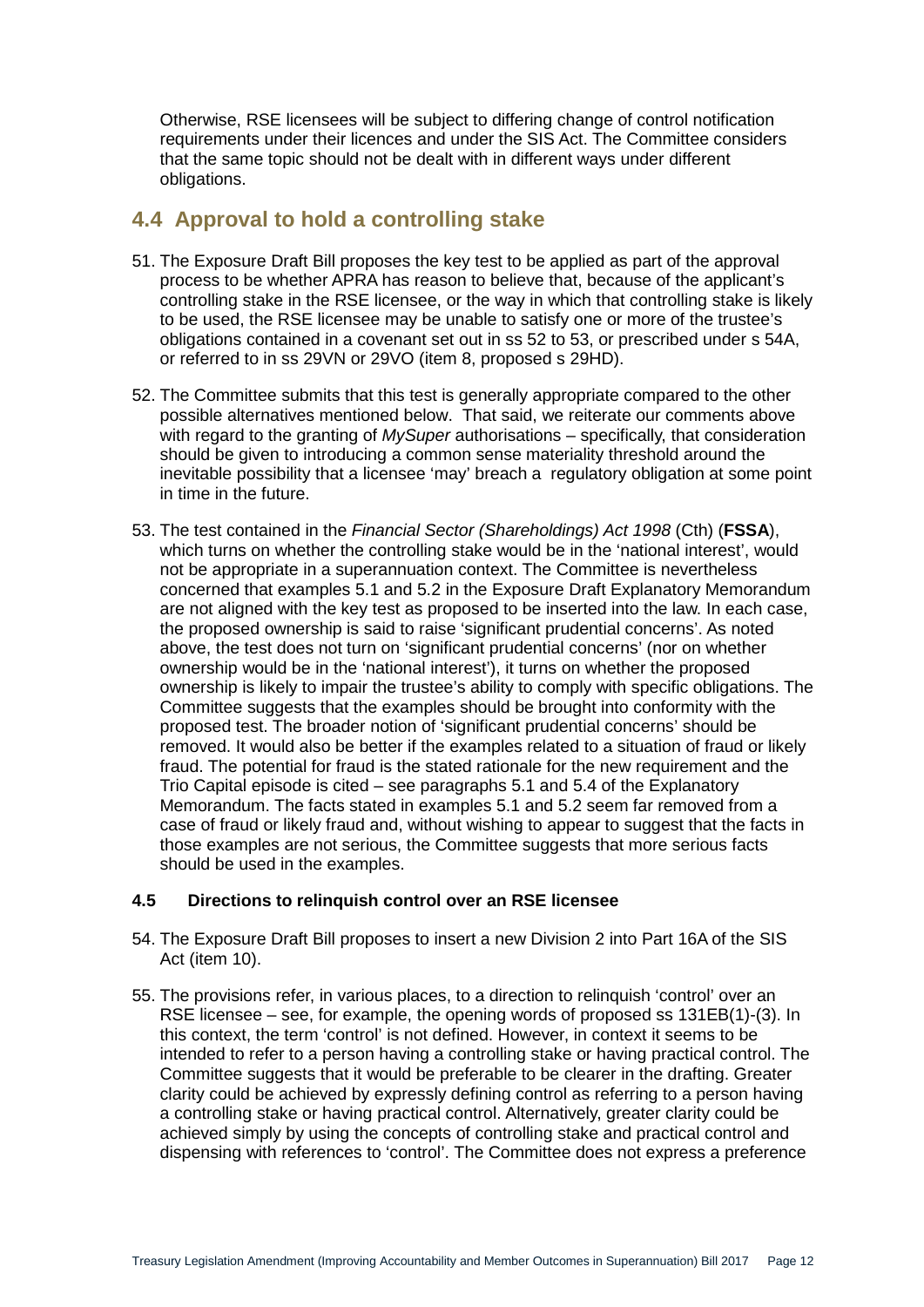Otherwise, RSE licensees will be subject to differing change of control notification requirements under their licences and under the SIS Act. The Committee considers that the same topic should not be dealt with in different ways under different obligations.

## 4.4 Approval to hold a controlling stake

51. The Exposure Draft Bill proposes the key test to be applied as part of the approval process to be whether APRA has reason to believe that, because of the applicant's controlling stake in the RSE licensee, or the way in which that controlling stake is likely to be used, the RSE licensee may be unable to satisfy one or more of the trustee's obligations contained in a covenant set out in ss 52 to 53, or prescribed under s 54A, or referred to in ss 29VN or 29VO (item 8, proposed s 29HD).

52. The Committee submits that this test is generally appropriate compared to the other possible alternatives mentioned below. That said, we reiterate our comments above with regard to the granting of *MySuper* authorisations – specifically, that consideration should be given to introducing a common sense materiality threshold around the inevitable possibility that a licensee 'may' breach a regulatory obligation at some point in time in the future.

53. The test contained in the *Financial Sector (Shareholdings) Act 1998* (Cth) (**FSSA**), which turns on whether the controlling stake would be in the 'national interest', would not be appropriate in a superannuation context. The Committee is nevertheless concerned that examples 5.1 and 5.2 in the Exposure Draft Explanatory Memorandum are not aligned with the key test as proposed to be inserted into the law. In each case, the proposed ownership is said to raise 'significant prudential concerns'. As noted above, the test does not turn on 'significant prudential concerns' (nor on whether ownership would be in the 'national interest'), it turns on whether the proposed ownership is likely to impair the trustee's ability to comply with specific obligations. The Committee suggests that the examples should be brought into conformity with the proposed test. The broader notion of 'significant prudential concerns' should be removed. It would also be better if the examples related to a situation of fraud or likely fraud. The potential for fraud is the stated rationale for the new requirement and the Trio Capital episode is cited – see paragraphs 5.1 and 5.4 of the Explanatory Memorandum. The facts stated in examples 5.1 and 5.2 seem far removed from a case of fraud or likely fraud and, without wishing to appear to suggest that the facts in those examples are not serious, the Committee suggests that more serious facts should be used in the examples.

### 4.5 Directions to relinquish control over an RSE licensee

54. The Exposure Draft Bill proposes to insert a new Division 2 into Part 16A of the SIS Act (item 10).

55. The provisions refer, in various places, to a direction to relinquish 'control' over an RSE licensee – see, for example, the opening words of proposed ss 131EB(1)-(3). In this context, the term 'control' is not defined. However, in context it seems to be intended to refer to a person having a controlling stake or having practical control. The Committee suggests that it would be preferable to be clearer in the drafting. Greater clarity could be achieved by expressly defining control as referring to a person having a controlling stake or having practical control. Alternatively, greater clarity could be achieved simply by using the concepts of controlling stake and practical control and dispensing with references to 'control'. The Committee does not express a preference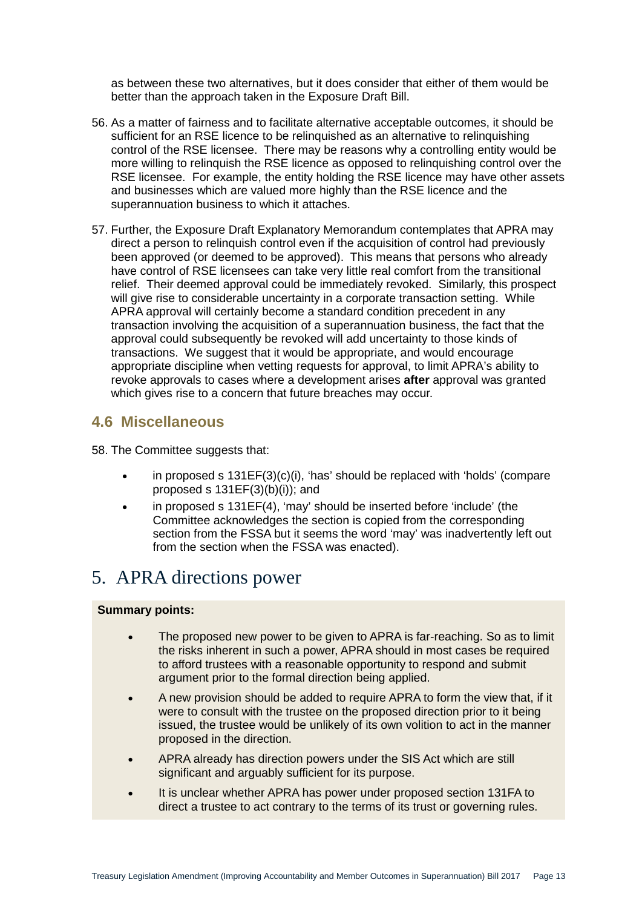as between these two alternatives, but it does consider that either of them would be better than the approach taken in the Exposure Draft Bill.

56. As a matter of fairness and to facilitate alternative acceptable outcomes, it should be sufficient for an RSE licence to be relinquished as an alternative to relinquishing control of the RSE licensee. There may be reasons why a controlling entity would be more willing to relinquish the RSE licence as opposed to relinquishing control over the RSE licensee. For example, the entity holding the RSE licence may have other assets and businesses which are valued more highly than the RSE licence and the superannuation business to which it attaches.

57. Further, the Exposure Draft Explanatory Memorandum contemplates that APRA may direct a person to relinquish control even if the acquisition of control had previously been approved (or deemed to be approved). This means that persons who already have control of RSE licensees can take very little real comfort from the transitional relief. Their deemed approval could be immediately revoked. Similarly, this prospect will give rise to considerable uncertainty in a corporate transaction setting. While APRA approval will certainly become a standard condition precedent in any transaction involving the acquisition of a superannuation business, the fact that the approval could subsequently be revoked will add uncertainty to those kinds of transactions. We suggest that it would be appropriate, and would encourage appropriate discipline when vetting requests for approval, to limit APRA's ability to revoke approvals to cases where a development arises **after** approval was granted which gives rise to a concern that future breaches may occur.

### 4.6 Miscellaneous

58. The Committee suggests that:

- in proposed s 131EF(3)(c)(i), 'has' should be replaced with 'holds' (compare proposed s 131EF(3)(b)(i)); and
- in proposed s 131EF(4), 'may' should be inserted before 'include' (the Committee acknowledges the section is copied from the corresponding section from the FSSA but it seems the word 'may' was inadvertently left out from the section when the FSSA was enacted).

## 5. APRA directions power

**Summary points:**

- The proposed new power to be given to APRA is far-reaching. So as to limit the risks inherent in such a power, APRA should in most cases be required to afford trustees with a reasonable opportunity to respond and submit argument prior to the formal direction being applied.
- A new provision should be added to require APRA to form the view that, if it were to consult with the trustee on the proposed direction prior to it being issued, the trustee would be unlikely of its own volition to act in the manner proposed in the direction.
- APRA already has direction powers under the SIS Act which are still significant and arguably sufficient for its purpose.
- It is unclear whether APRA has power under proposed section 131FA to direct a trustee to act contrary to the terms of its trust or governing rules.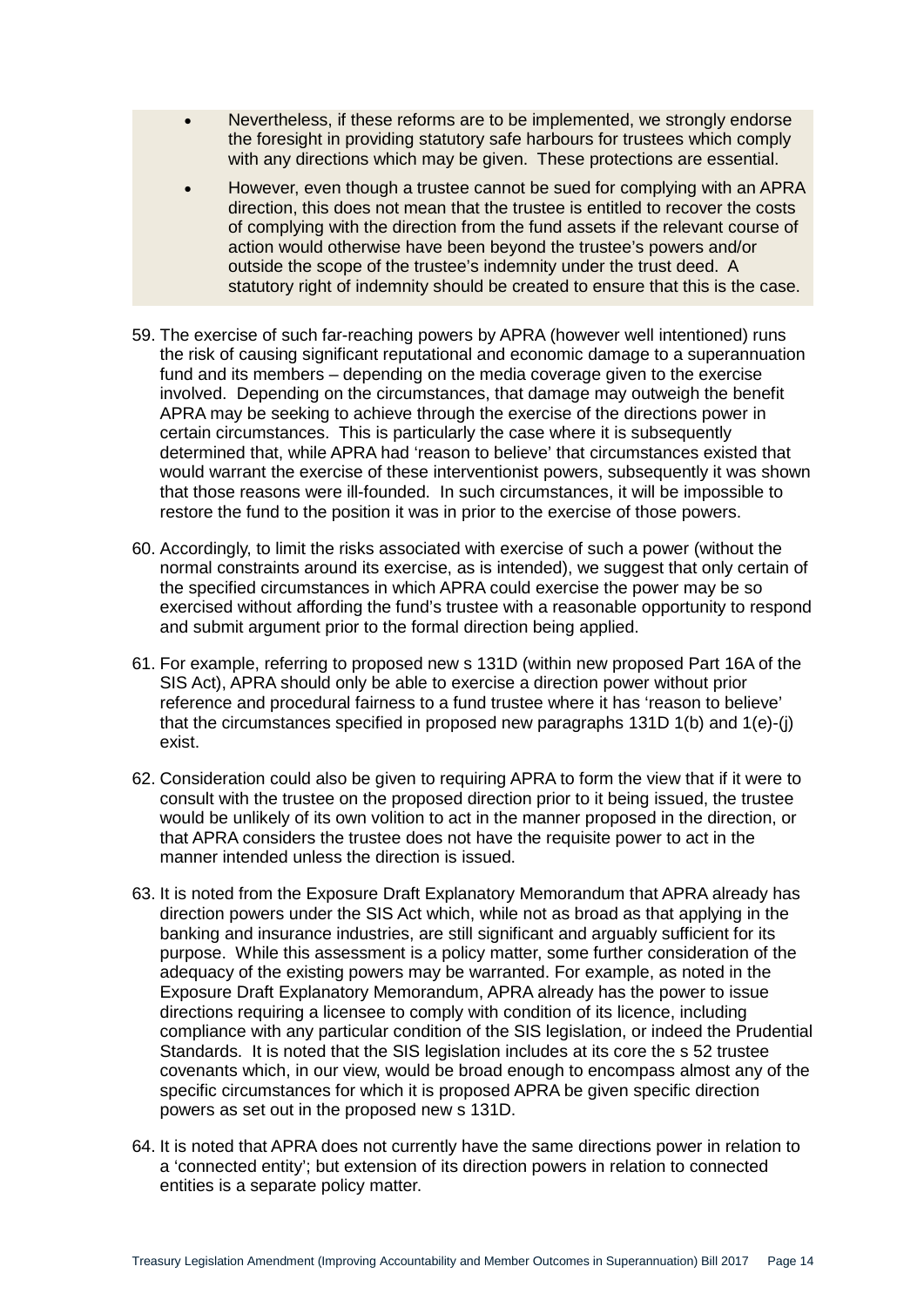- Nevertheless, if these reforms are to be implemented, we strongly endorse the foresight in providing statutory safe harbours for trustees which comply with any directions which may be given. These protections are essential.
- However, even though a trustee cannot be sued for complying with an APRA direction, this does not mean that the trustee is entitled to recover the costs of complying with the direction from the fund assets if the relevant course of action would otherwise have been beyond the trustee's powers and/or outside the scope of the trustee's indemnity under the trust deed. A statutory right of indemnity should be created to ensure that this is the case.

59. The exercise of such far-reaching powers by APRA (however well intentioned) runs the risk of causing significant reputational and economic damage to a superannuation fund and its members – depending on the media coverage given to the exercise involved. Depending on the circumstances, that damage may outweigh the benefit APRA may be seeking to achieve through the exercise of the directions power in certain circumstances. This is particularly the case where it is subsequently determined that, while APRA had 'reason to believe' that circumstances existed that would warrant the exercise of these interventionist powers, subsequently it was shown that those reasons were ill-founded. In such circumstances, it will be impossible to restore the fund to the position it was in prior to the exercise of those powers.

60. Accordingly, to limit the risks associated with exercise of such a power (without the normal constraints around its exercise, as is intended), we suggest that only certain of the specified circumstances in which APRA could exercise the power may be so exercised without affording the fund's trustee with a reasonable opportunity to respond and submit argument prior to the formal direction being applied.

61. For example, referring to proposed new s 131D (within new proposed Part 16A of the SIS Act), APRA should only be able to exercise a direction power without prior reference and procedural fairness to a fund trustee where it has 'reason to believe' that the circumstances specified in proposed new paragraphs 131D 1(b) and 1(e)-(j) exist.

62. Consideration could also be given to requiring APRA to form the view that if it were to consult with the trustee on the proposed direction prior to it being issued, the trustee would be unlikely of its own volition to act in the manner proposed in the direction, or that APRA considers the trustee does not have the requisite power to act in the manner intended unless the direction is issued.

63. It is noted from the Exposure Draft Explanatory Memorandum that APRA already has direction powers under the SIS Act which, while not as broad as that applying in the banking and insurance industries, are still significant and arguably sufficient for its purpose. While this assessment is a policy matter, some further consideration of the adequacy of the existing powers may be warranted. For example, as noted in the Exposure Draft Explanatory Memorandum, APRA already has the power to issue directions requiring a licensee to comply with condition of its licence, including compliance with any particular condition of the SIS legislation, or indeed the Prudential Standards. It is noted that the SIS legislation includes at its core the s 52 trustee covenants which, in our view, would be broad enough to encompass almost any of the specific circumstances for which it is proposed APRA be given specific direction powers as set out in the proposed new s 131D.

64. It is noted that APRA does not currently have the same directions power in relation to a 'connected entity'; but extension of its direction powers in relation to connected entities is a separate policy matter.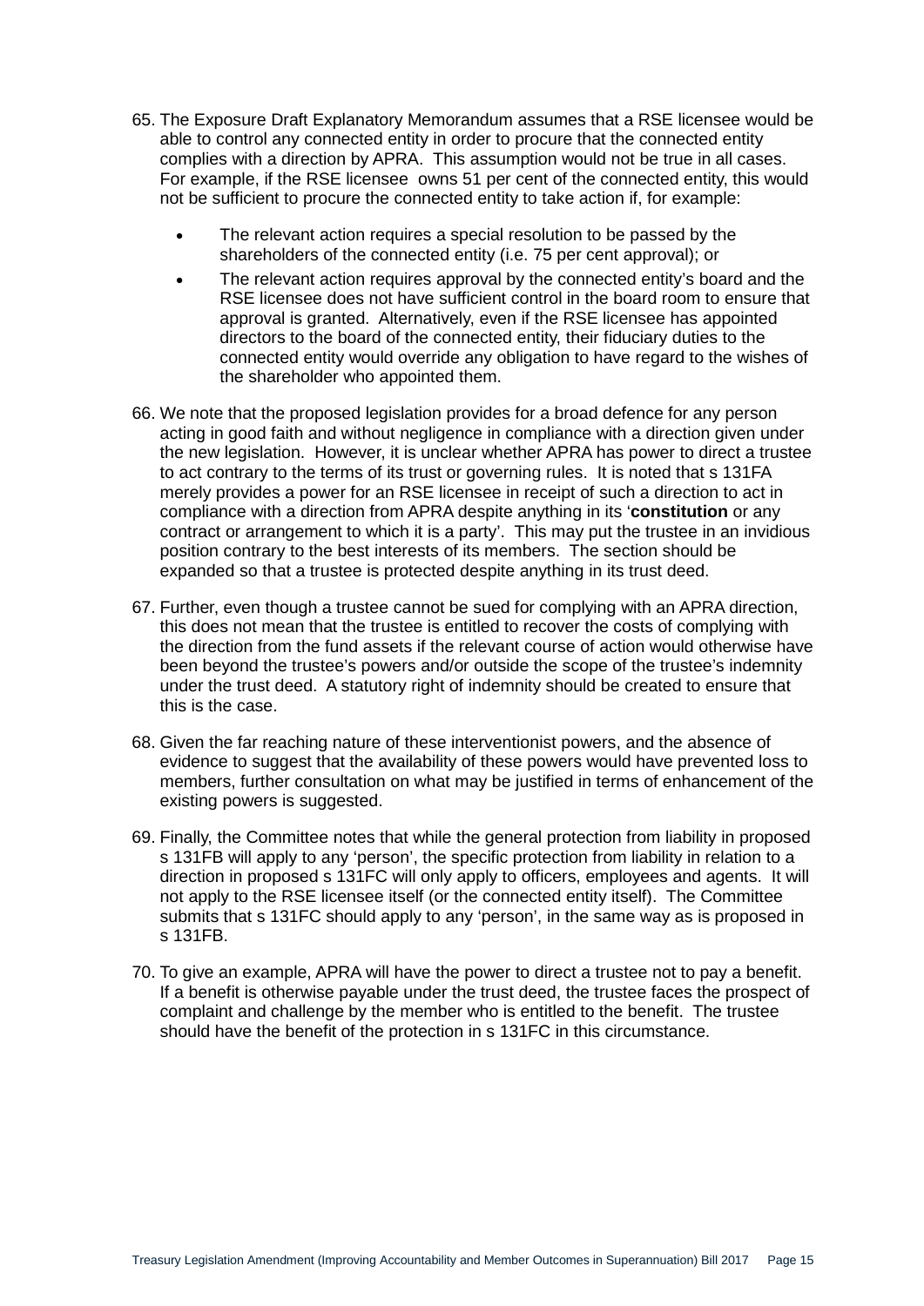65. The Exposure Draft Explanatory Memorandum assumes that a RSE licensee would be able to control any connected entity in order to procure that the connected entity complies with a direction by APRA. This assumption would not be true in all cases. For example, if the RSE licensee owns 51 per cent of the connected entity, this would not be sufficient to procure the connected entity to take action if, for example:

    - The relevant action requires a special resolution to be passed by the shareholders of the connected entity (i.e. 75 per cent approval); or
    - The relevant action requires approval by the connected entity's board and the RSE licensee does not have sufficient control in the board room to ensure that approval is granted. Alternatively, even if the RSE licensee has appointed directors to the board of the connected entity, their fiduciary duties to the connected entity would override any obligation to have regard to the wishes of the shareholder who appointed them.

66. We note that the proposed legislation provides for a broad defence for any person acting in good faith and without negligence in compliance with a direction given under the new legislation. However, it is unclear whether APRA has power to direct a trustee to act contrary to the terms of its trust or governing rules. It is noted that s 131FA merely provides a power for an RSE licensee in receipt of such a direction to act in compliance with a direction from APRA despite anything in its '**constitution** or any contract or arrangement to which it is a party'. This may put the trustee in an invidious position contrary to the best interests of its members. The section should be expanded so that a trustee is protected despite anything in its trust deed.

67. Further, even though a trustee cannot be sued for complying with an APRA direction, this does not mean that the trustee is entitled to recover the costs of complying with the direction from the fund assets if the relevant course of action would otherwise have been beyond the trustee's powers and/or outside the scope of the trustee's indemnity under the trust deed. A statutory right of indemnity should be created to ensure that this is the case.

68. Given the far reaching nature of these interventionist powers, and the absence of evidence to suggest that the availability of these powers would have prevented loss to members, further consultation on what may be justified in terms of enhancement of the existing powers is suggested.

69. Finally, the Committee notes that while the general protection from liability in proposed s 131FB will apply to any 'person', the specific protection from liability in relation to a direction in proposed s 131FC will only apply to officers, employees and agents. It will not apply to the RSE licensee itself (or the connected entity itself). The Committee submits that s 131FC should apply to any 'person', in the same way as is proposed in s 131FB.

70. To give an example, APRA will have the power to direct a trustee not to pay a benefit. If a benefit is otherwise payable under the trust deed, the trustee faces the prospect of complaint and challenge by the member who is entitled to the benefit. The trustee should have the benefit of the protection in s 131FC in this circumstance.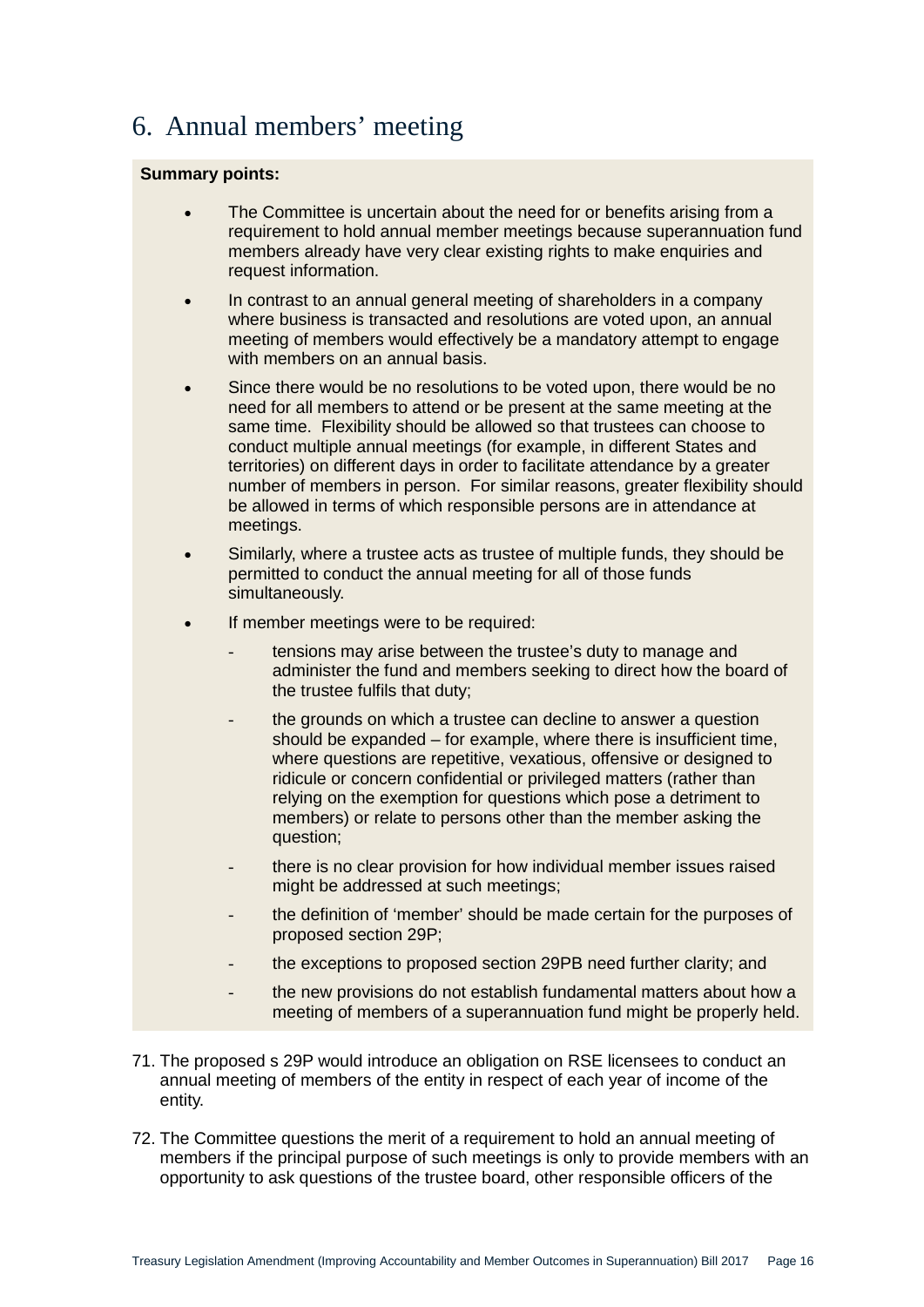# 6. Annual members' meeting

**Summary points:**

- The Committee is uncertain about the need for or benefits arising from a requirement to hold annual member meetings because superannuation fund members already have very clear existing rights to make enquiries and request information.
- In contrast to an annual general meeting of shareholders in a company where business is transacted and resolutions are voted upon, an annual meeting of members would effectively be a mandatory attempt to engage with members on an annual basis.
- Since there would be no resolutions to be voted upon, there would be no need for all members to attend or be present at the same meeting at the same time. Flexibility should be allowed so that trustees can choose to conduct multiple annual meetings (for example, in different States and territories) on different days in order to facilitate attendance by a greater number of members in person. For similar reasons, greater flexibility should be allowed in terms of which responsible persons are in attendance at meetings.
- Similarly, where a trustee acts as trustee of multiple funds, they should be permitted to conduct the annual meeting for all of those funds simultaneously.
- If member meetings were to be required:
    - tensions may arise between the trustee's duty to manage and administer the fund and members seeking to direct how the board of the trustee fulfils that duty;
    - the grounds on which a trustee can decline to answer a question should be expanded – for example, where there is insufficient time, where questions are repetitive, vexatious, offensive or designed to ridicule or concern confidential or privileged matters (rather than relying on the exemption for questions which pose a detriment to members) or relate to persons other than the member asking the question;
    - there is no clear provision for how individual member issues raised might be addressed at such meetings;
    - the definition of 'member' should be made certain for the purposes of proposed section 29P;
    - the exceptions to proposed section 29PB need further clarity; and
    - the new provisions do not establish fundamental matters about how a meeting of members of a superannuation fund might be properly held.

71. The proposed s 29P would introduce an obligation on RSE licensees to conduct an annual meeting of members of the entity in respect of each year of income of the entity.

72. The Committee questions the merit of a requirement to hold an annual meeting of members if the principal purpose of such meetings is only to provide members with an opportunity to ask questions of the trustee board, other responsible officers of the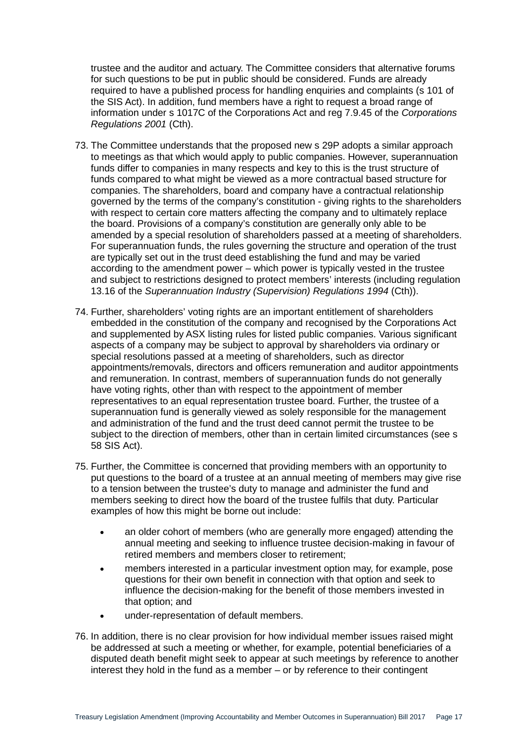trustee and the auditor and actuary. The Committee considers that alternative forums for such questions to be put in public should be considered. Funds are already required to have a published process for handling enquiries and complaints (s 101 of the SIS Act). In addition, fund members have a right to request a broad range of information under s 1017C of the Corporations Act and reg 7.9.45 of the *Corporations Regulations 2001* (Cth).

73. The Committee understands that the proposed new s 29P adopts a similar approach to meetings as that which would apply to public companies. However, superannuation funds differ to companies in many respects and key to this is the trust structure of funds compared to what might be viewed as a more contractual based structure for companies. The shareholders, board and company have a contractual relationship governed by the terms of the company's constitution - giving rights to the shareholders with respect to certain core matters affecting the company and to ultimately replace the board. Provisions of a company's constitution are generally only able to be amended by a special resolution of shareholders passed at a meeting of shareholders. For superannuation funds, the rules governing the structure and operation of the trust are typically set out in the trust deed establishing the fund and may be varied according to the amendment power – which power is typically vested in the trustee and subject to restrictions designed to protect members' interests (including regulation 13.16 of the *Superannuation Industry (Supervision) Regulations 1994* (Cth)).

74. Further, shareholders' voting rights are an important entitlement of shareholders embedded in the constitution of the company and recognised by the Corporations Act and supplemented by ASX listing rules for listed public companies. Various significant aspects of a company may be subject to approval by shareholders via ordinary or special resolutions passed at a meeting of shareholders, such as director appointments/removals, directors and officers remuneration and auditor appointments and remuneration. In contrast, members of superannuation funds do not generally have voting rights, other than with respect to the appointment of member representatives to an equal representation trustee board. Further, the trustee of a superannuation fund is generally viewed as solely responsible for the management and administration of the fund and the trust deed cannot permit the trustee to be subject to the direction of members, other than in certain limited circumstances (see s 58 SIS Act).

75. Further, the Committee is concerned that providing members with an opportunity to put questions to the board of a trustee at an annual meeting of members may give rise to a tension between the trustee's duty to manage and administer the fund and members seeking to direct how the board of the trustee fulfils that duty. Particular examples of how this might be borne out include:

    - an older cohort of members (who are generally more engaged) attending the annual meeting and seeking to influence trustee decision-making in favour of retired members and members closer to retirement;
    - members interested in a particular investment option may, for example, pose questions for their own benefit in connection with that option and seek to influence the decision-making for the benefit of those members invested in that option; and
    - under-representation of default members.

76. In addition, there is no clear provision for how individual member issues raised might be addressed at such a meeting or whether, for example, potential beneficiaries of a disputed death benefit might seek to appear at such meetings by reference to another interest they hold in the fund as a member – or by reference to their contingent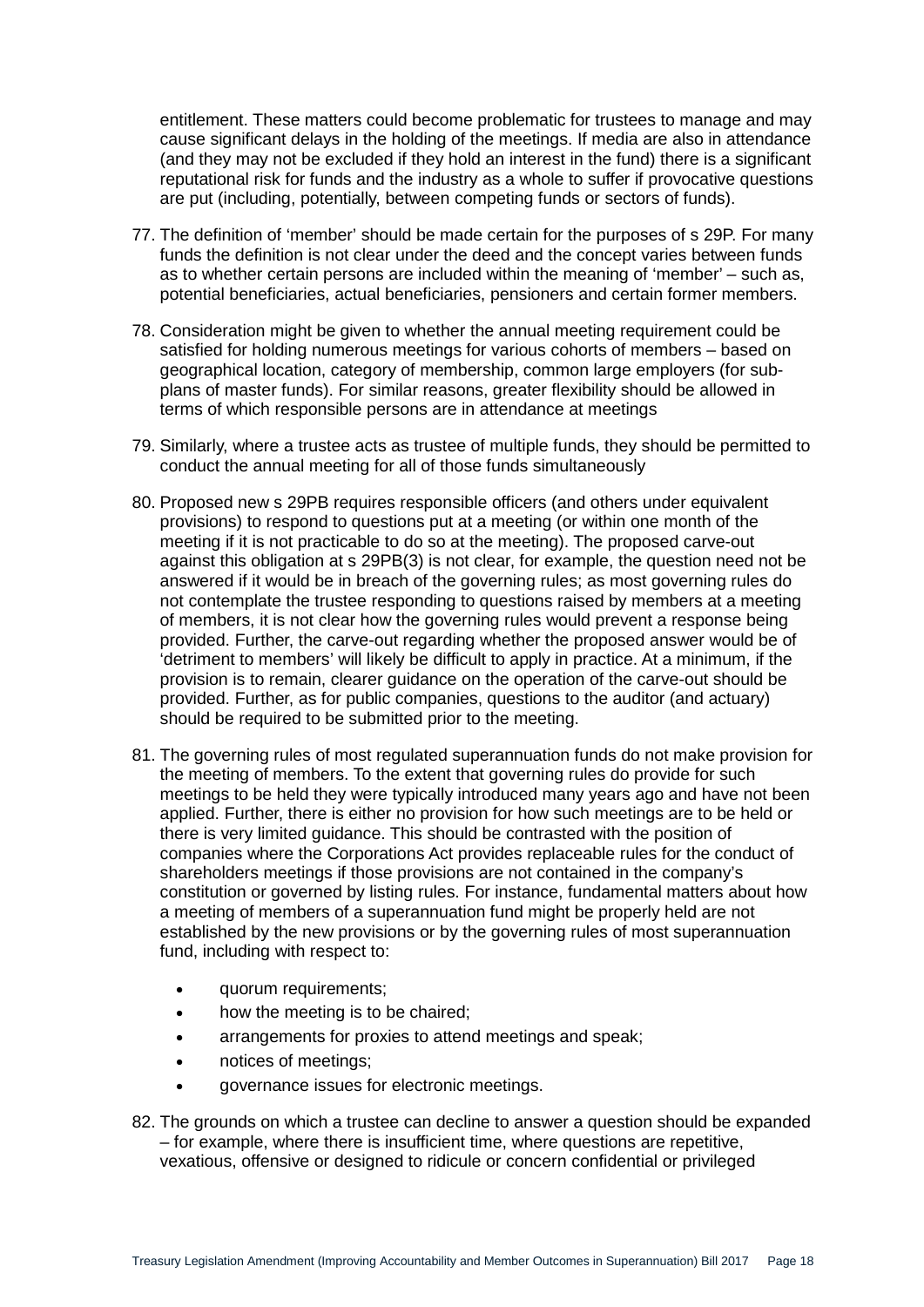entitlement. These matters could become problematic for trustees to manage and may cause significant delays in the holding of the meetings. If media are also in attendance (and they may not be excluded if they hold an interest in the fund) there is a significant reputational risk for funds and the industry as a whole to suffer if provocative questions are put (including, potentially, between competing funds or sectors of funds).

77. The definition of 'member' should be made certain for the purposes of s 29P. For many funds the definition is not clear under the deed and the concept varies between funds as to whether certain persons are included within the meaning of 'member' – such as, potential beneficiaries, actual beneficiaries, pensioners and certain former members.

78. Consideration might be given to whether the annual meeting requirement could be satisfied for holding numerous meetings for various cohorts of members – based on geographical location, category of membership, common large employers (for sub-plans of master funds). For similar reasons, greater flexibility should be allowed in terms of which responsible persons are in attendance at meetings

79. Similarly, where a trustee acts as trustee of multiple funds, they should be permitted to conduct the annual meeting for all of those funds simultaneously

80. Proposed new s 29PB requires responsible officers (and others under equivalent provisions) to respond to questions put at a meeting (or within one month of the meeting if it is not practicable to do so at the meeting). The proposed carve-out against this obligation at s 29PB(3) is not clear, for example, the question need not be answered if it would be in breach of the governing rules; as most governing rules do not contemplate the trustee responding to questions raised by members at a meeting of members, it is not clear how the governing rules would prevent a response being provided. Further, the carve-out regarding whether the proposed answer would be of 'detriment to members' will likely be difficult to apply in practice. At a minimum, if the provision is to remain, clearer guidance on the operation of the carve-out should be provided. Further, as for public companies, questions to the auditor (and actuary) should be required to be submitted prior to the meeting.

81. The governing rules of most regulated superannuation funds do not make provision for the meeting of members. To the extent that governing rules do provide for such meetings to be held they were typically introduced many years ago and have not been applied. Further, there is either no provision for how such meetings are to be held or there is very limited guidance. This should be contrasted with the position of companies where the Corporations Act provides replaceable rules for the conduct of shareholders meetings if those provisions are not contained in the company's constitution or governed by listing rules. For instance, fundamental matters about how a meeting of members of a superannuation fund might be properly held are not established by the new provisions or by the governing rules of most superannuation fund, including with respect to:
    - quorum requirements;
    - how the meeting is to be chaired;
    - arrangements for proxies to attend meetings and speak;
    - notices of meetings;
    - governance issues for electronic meetings.

82. The grounds on which a trustee can decline to answer a question should be expanded – for example, where there is insufficient time, where questions are repetitive, vexatious, offensive or designed to ridicule or concern confidential or privileged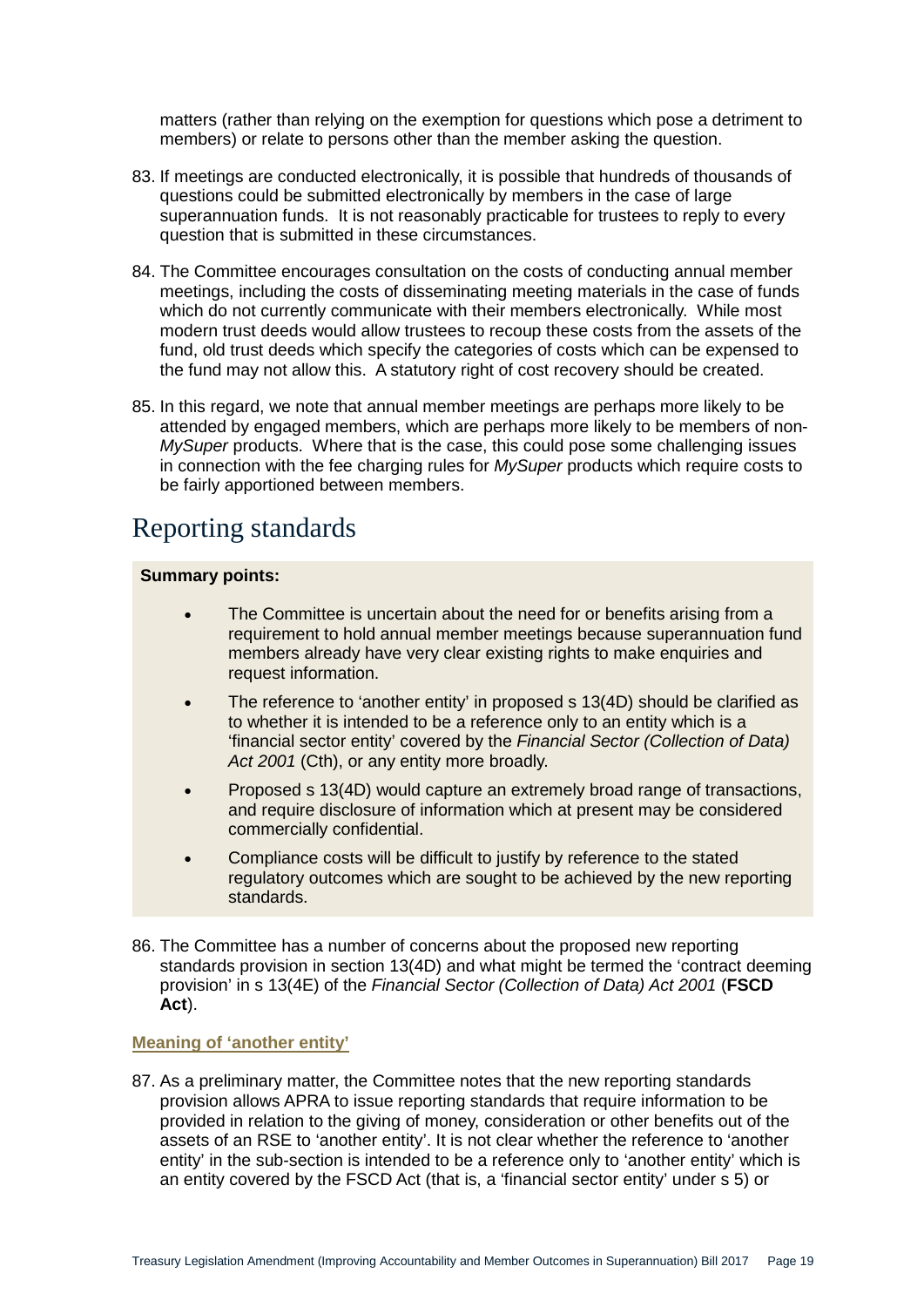matters (rather than relying on the exemption for questions which pose a detriment to members) or relate to persons other than the member asking the question.

83. If meetings are conducted electronically, it is possible that hundreds of thousands of questions could be submitted electronically by members in the case of large superannuation funds. It is not reasonably practicable for trustees to reply to every question that is submitted in these circumstances.

84. The Committee encourages consultation on the costs of conducting annual member meetings, including the costs of disseminating meeting materials in the case of funds which do not currently communicate with their members electronically. While most modern trust deeds would allow trustees to recoup these costs from the assets of the fund, old trust deeds which specify the categories of costs which can be expensed to the fund may not allow this. A statutory right of cost recovery should be created.

85. In this regard, we note that annual member meetings are perhaps more likely to be attended by engaged members, which are perhaps more likely to be members of non-*MySuper* products. Where that is the case, this could pose some challenging issues in connection with the fee charging rules for *MySuper* products which require costs to be fairly apportioned between members.

# Reporting standards

**Summary points:**

- The Committee is uncertain about the need for or benefits arising from a requirement to hold annual member meetings because superannuation fund members already have very clear existing rights to make enquiries and request information.
- The reference to 'another entity' in proposed s 13(4D) should be clarified as to whether it is intended to be a reference only to an entity which is a 'financial sector entity' covered by the *Financial Sector (Collection of Data) Act 2001* (Cth), or any entity more broadly.
- Proposed s 13(4D) would capture an extremely broad range of transactions, and require disclosure of information which at present may be considered commercially confidential.
- Compliance costs will be difficult to justify by reference to the stated regulatory outcomes which are sought to be achieved by the new reporting standards.

86. The Committee has a number of concerns about the proposed new reporting standards provision in section 13(4D) and what might be termed the 'contract deeming provision' in s 13(4E) of the *Financial Sector (Collection of Data) Act 2001* (**FSCD Act**).

**Meaning of 'another entity'**

87. As a preliminary matter, the Committee notes that the new reporting standards provision allows APRA to issue reporting standards that require information to be provided in relation to the giving of money, consideration or other benefits out of the assets of an RSE to 'another entity'. It is not clear whether the reference to 'another entity' in the sub-section is intended to be a reference only to 'another entity' which is an entity covered by the FSCD Act (that is, a 'financial sector entity' under s 5) or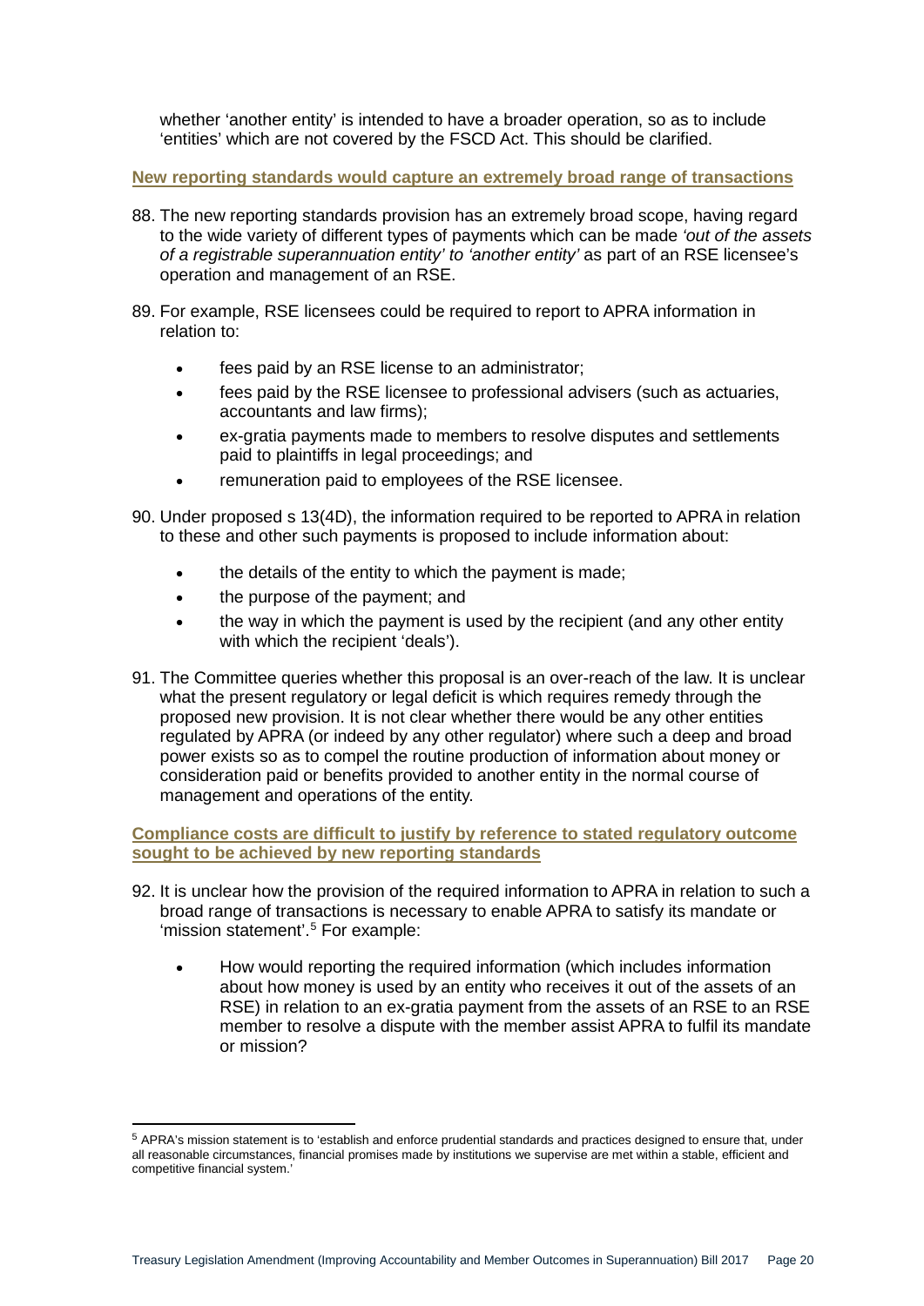whether 'another entity' is intended to have a broader operation, so as to include 'entities' which are not covered by the FSCD Act. This should be clarified.

### New reporting standards would capture an extremely broad range of transactions

88. The new reporting standards provision has an extremely broad scope, having regard to the wide variety of different types of payments which can be made *'out of the assets of a registrable superannuation entity' to 'another entity'* as part of an RSE licensee's operation and management of an RSE.

89. For example, RSE licensees could be required to report to APRA information in relation to:

    - fees paid by an RSE license to an administrator;
    - fees paid by the RSE licensee to professional advisers (such as actuaries, accountants and law firms);
    - ex-gratia payments made to members to resolve disputes and settlements paid to plaintiffs in legal proceedings; and
    - remuneration paid to employees of the RSE licensee.

90. Under proposed s 13(4D), the information required to be reported to APRA in relation to these and other such payments is proposed to include information about:

    - the details of the entity to which the payment is made;
    - the purpose of the payment; and
    - the way in which the payment is used by the recipient (and any other entity with which the recipient 'deals').

91. The Committee queries whether this proposal is an over-reach of the law. It is unclear what the present regulatory or legal deficit is which requires remedy through the proposed new provision. It is not clear whether there would be any other entities regulated by APRA (or indeed by any other regulator) where such a deep and broad power exists so as to compel the routine production of information about money or consideration paid or benefits provided to another entity in the normal course of management and operations of the entity.

### Compliance costs are difficult to justify by reference to stated regulatory outcome sought to be achieved by new reporting standards

92. It is unclear how the provision of the required information to APRA in relation to such a broad range of transactions is necessary to enable APRA to satisfy its mandate or 'mission statement'.[5] For example:

    - How would reporting the required information (which includes information about how money is used by an entity who receives it out of the assets of an RSE) in relation to an ex-gratia payment from the assets of an RSE to an RSE member to resolve a dispute with the member assist APRA to fulfil its mandate or mission?

---

[5] APRA's mission statement is to 'establish and enforce prudential standards and practices designed to ensure that, under all reasonable circumstances, financial promises made by institutions we supervise are met within a stable, efficient and competitive financial system.'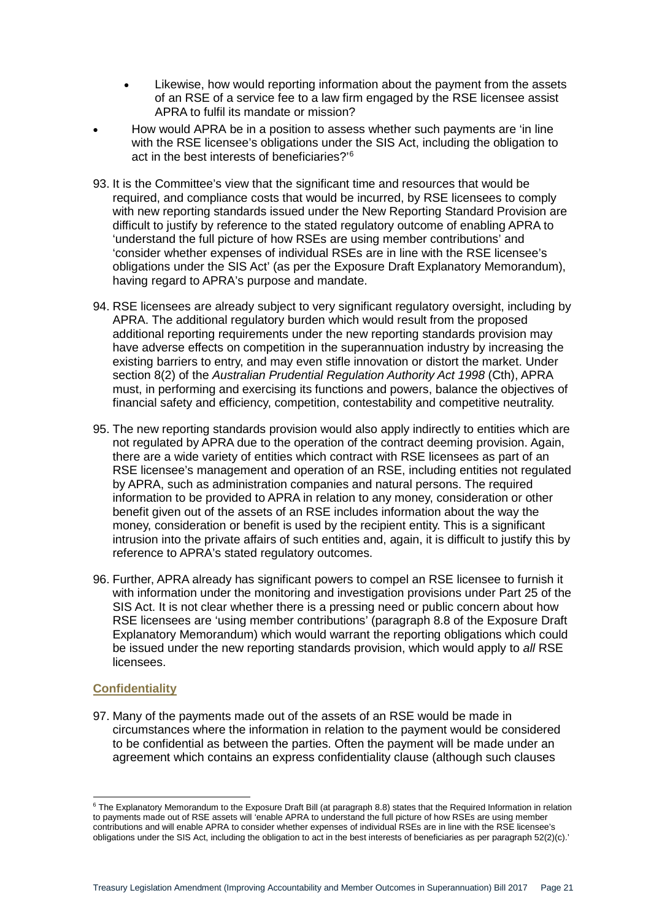- Likewise, how would reporting information about the payment from the assets of an RSE of a service fee to a law firm engaged by the RSE licensee assist APRA to fulfil its mandate or mission?

- How would APRA be in a position to assess whether such payments are 'in line with the RSE licensee's obligations under the SIS Act, including the obligation to act in the best interests of beneficiaries?'[6]

93. It is the Committee's view that the significant time and resources that would be required, and compliance costs that would be incurred, by RSE licensees to comply with new reporting standards issued under the New Reporting Standard Provision are difficult to justify by reference to the stated regulatory outcome of enabling APRA to 'understand the full picture of how RSEs are using member contributions' and 'consider whether expenses of individual RSEs are in line with the RSE licensee's obligations under the SIS Act' (as per the Exposure Draft Explanatory Memorandum), having regard to APRA's purpose and mandate.

94. RSE licensees are already subject to very significant regulatory oversight, including by APRA. The additional regulatory burden which would result from the proposed additional reporting requirements under the new reporting standards provision may have adverse effects on competition in the superannuation industry by increasing the existing barriers to entry, and may even stifle innovation or distort the market. Under section 8(2) of the *Australian Prudential Regulation Authority Act 1998* (Cth), APRA must, in performing and exercising its functions and powers, balance the objectives of financial safety and efficiency, competition, contestability and competitive neutrality.

95. The new reporting standards provision would also apply indirectly to entities which are not regulated by APRA due to the operation of the contract deeming provision. Again, there are a wide variety of entities which contract with RSE licensees as part of an RSE licensee's management and operation of an RSE, including entities not regulated by APRA, such as administration companies and natural persons. The required information to be provided to APRA in relation to any money, consideration or other benefit given out of the assets of an RSE includes information about the way the money, consideration or benefit is used by the recipient entity. This is a significant intrusion into the private affairs of such entities and, again, it is difficult to justify this by reference to APRA's stated regulatory outcomes.

96. Further, APRA already has significant powers to compel an RSE licensee to furnish it with information under the monitoring and investigation provisions under Part 25 of the SIS Act. It is not clear whether there is a pressing need or public concern about how RSE licensees are 'using member contributions' (paragraph 8.8 of the Exposure Draft Explanatory Memorandum) which would warrant the reporting obligations which could be issued under the new reporting standards provision, which would apply to *all* RSE licensees.

### Confidentiality

97. Many of the payments made out of the assets of an RSE would be made in circumstances where the information in relation to the payment would be considered to be confidential as between the parties. Often the payment will be made under an agreement which contains an express confidentiality clause (although such clauses

---

[6] The Explanatory Memorandum to the Exposure Draft Bill (at paragraph 8.8) states that the Required Information in relation to payments made out of RSE assets will 'enable APRA to understand the full picture of how RSEs are using member contributions and will enable APRA to consider whether expenses of individual RSEs are in line with the RSE licensee's obligations under the SIS Act, including the obligation to act in the best interests of beneficiaries as per paragraph 52(2)(c).'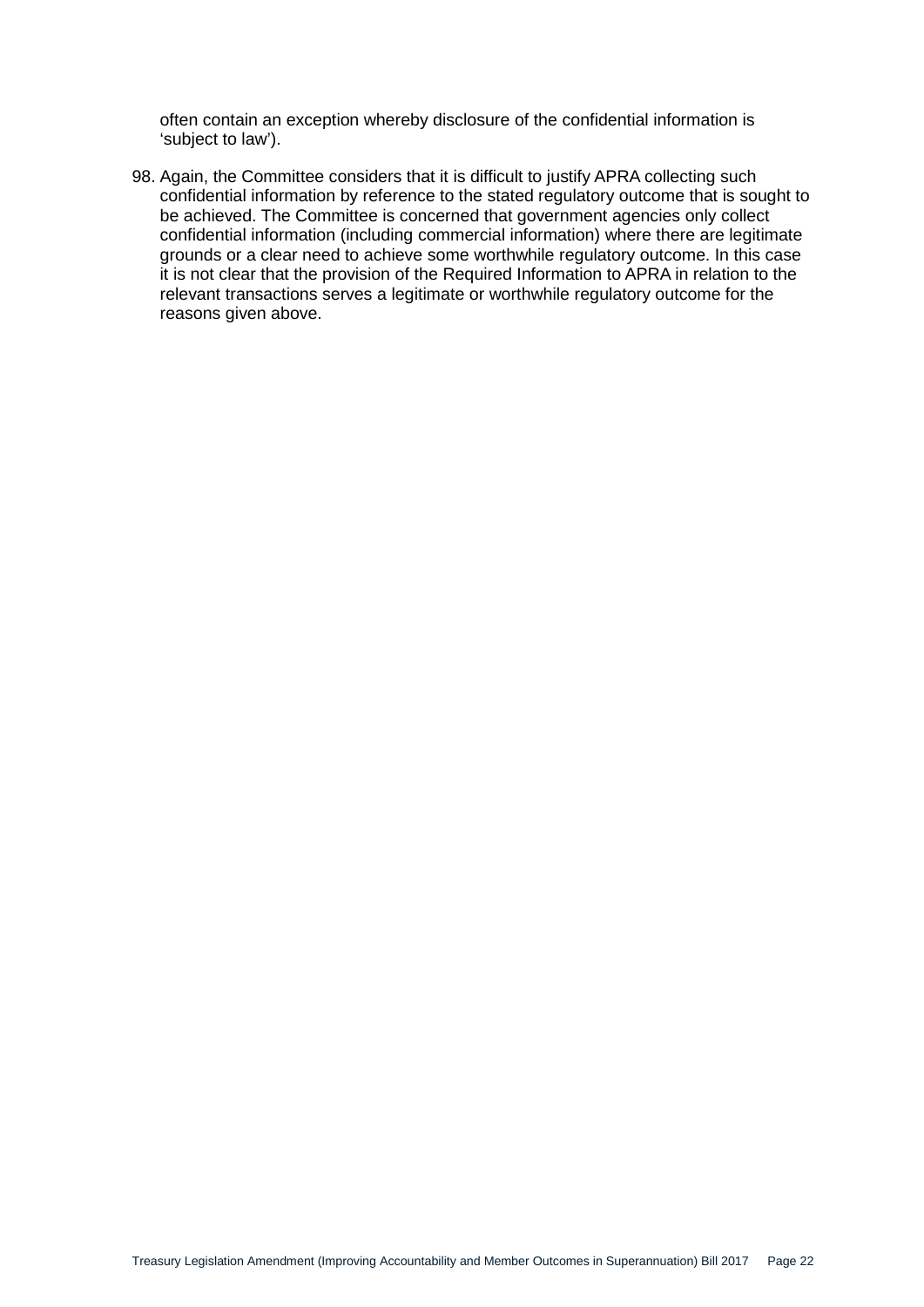often contain an exception whereby disclosure of the confidential information is 'subject to law').

98. Again, the Committee considers that it is difficult to justify APRA collecting such confidential information by reference to the stated regulatory outcome that is sought to be achieved. The Committee is concerned that government agencies only collect confidential information (including commercial information) where there are legitimate grounds or a clear need to achieve some worthwhile regulatory outcome. In this case it is not clear that the provision of the Required Information to APRA in relation to the relevant transactions serves a legitimate or worthwhile regulatory outcome for the reasons given above.